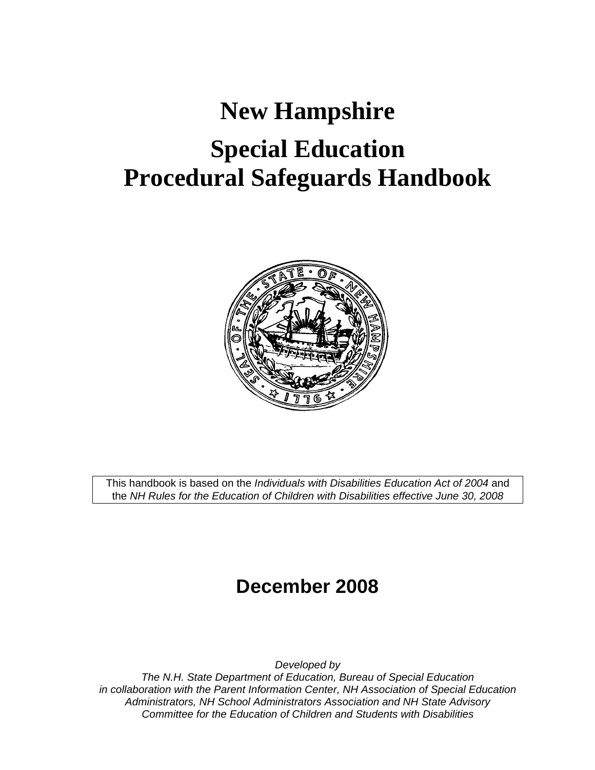# New Hampshire

# Special Education Procedural Safeguards Handbook

This handbook is based on the *Individuals with Disabilities Education Act of 2004* and the *NH Rules for the Education of Children with Disabilities effective June 30, 2008*

**December 2008**

*Developed by*
*The N.H. State Department of Education, Bureau of Special Education in collaboration with the Parent Information Center, NH Association of Special Education Administrators, NH School Administrators Association and NH State Advisory Committee for the Education of Children and Students with Disabilities*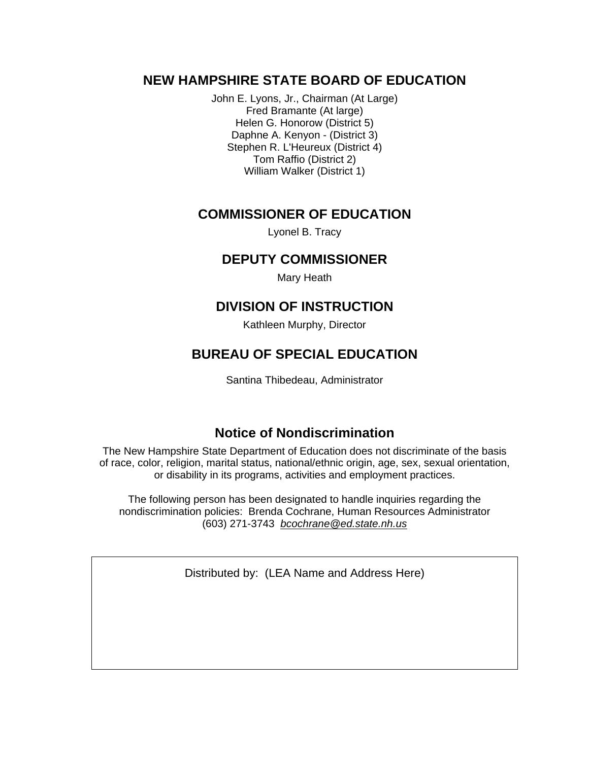## NEW HAMPSHIRE STATE BOARD OF EDUCATION

John E. Lyons, Jr., Chairman (At Large)
Fred Bramante (At large)
Helen G. Honorow (District 5)
Daphne A. Kenyon - (District 3)
Stephen R. L'Heureux (District 4)
Tom Raffio (District 2)
William Walker (District 1)

## COMMISSIONER OF EDUCATION

Lyonel B. Tracy

## DEPUTY COMMISSIONER

Mary Heath

## DIVISION OF INSTRUCTION

Kathleen Murphy, Director

## BUREAU OF SPECIAL EDUCATION

Santina Thibedeau, Administrator

## Notice of Nondiscrimination

The New Hampshire State Department of Education does not discriminate of the basis of race, color, religion, marital status, national/ethnic origin, age, sex, sexual orientation, or disability in its programs, activities and employment practices.

The following person has been designated to handle inquiries regarding the nondiscrimination policies: Brenda Cochrane, Human Resources Administrator (603) 271-3743 *bcochrane@ed.state.nh.us*

Distributed by: (LEA Name and Address Here)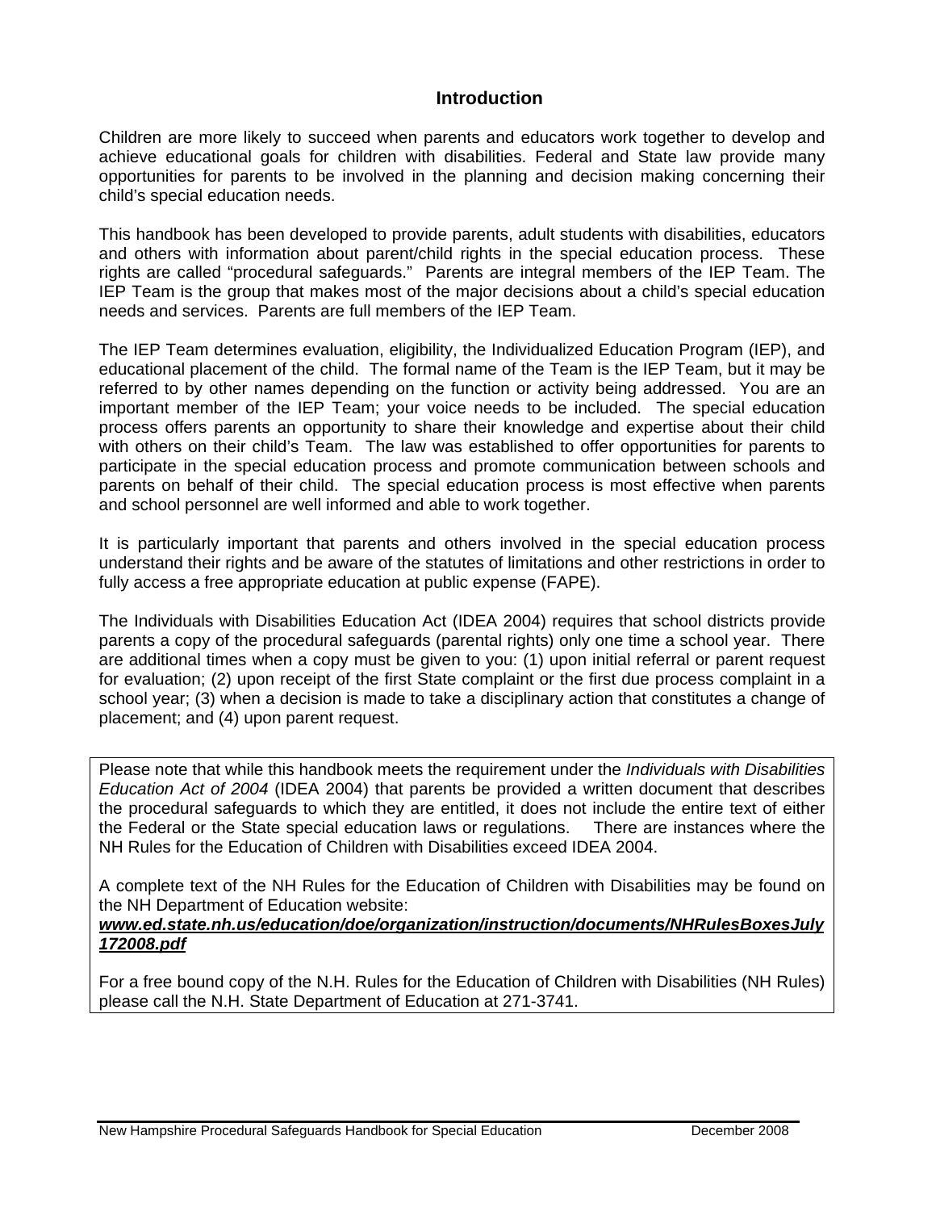# Introduction

Children are more likely to succeed when parents and educators work together to develop and achieve educational goals for children with disabilities. Federal and State law provide many opportunities for parents to be involved in the planning and decision making concerning their child's special education needs.

This handbook has been developed to provide parents, adult students with disabilities, educators and others with information about parent/child rights in the special education process. These rights are called "procedural safeguards." Parents are integral members of the IEP Team. The IEP Team is the group that makes most of the major decisions about a child's special education needs and services. Parents are full members of the IEP Team.

The IEP Team determines evaluation, eligibility, the Individualized Education Program (IEP), and educational placement of the child. The formal name of the Team is the IEP Team, but it may be referred to by other names depending on the function or activity being addressed. You are an important member of the IEP Team; your voice needs to be included. The special education process offers parents an opportunity to share their knowledge and expertise about their child with others on their child's Team. The law was established to offer opportunities for parents to participate in the special education process and promote communication between schools and parents on behalf of their child. The special education process is most effective when parents and school personnel are well informed and able to work together.

It is particularly important that parents and others involved in the special education process understand their rights and be aware of the statutes of limitations and other restrictions in order to fully access a free appropriate education at public expense (FAPE).

The Individuals with Disabilities Education Act (IDEA 2004) requires that school districts provide parents a copy of the procedural safeguards (parental rights) only one time a school year. There are additional times when a copy must be given to you: (1) upon initial referral or parent request for evaluation; (2) upon receipt of the first State complaint or the first due process complaint in a school year; (3) when a decision is made to take a disciplinary action that constitutes a change of placement; and (4) upon parent request.

Please note that while this handbook meets the requirement under the *Individuals with Disabilities Education Act of 2004* (IDEA 2004) that parents be provided a written document that describes the procedural safeguards to which they are entitled, it does not include the entire text of either the Federal or the State special education laws or regulations. There are instances where the NH Rules for the Education of Children with Disabilities exceed IDEA 2004.

A complete text of the NH Rules for the Education of Children with Disabilities may be found on the NH Department of Education website:
***www.ed.state.nh.us/education/doe/organization/instruction/documents/NHRulesBoxesJuly172008.pdf***

For a free bound copy of the N.H. Rules for the Education of Children with Disabilities (NH Rules) please call the N.H. State Department of Education at 271-3741.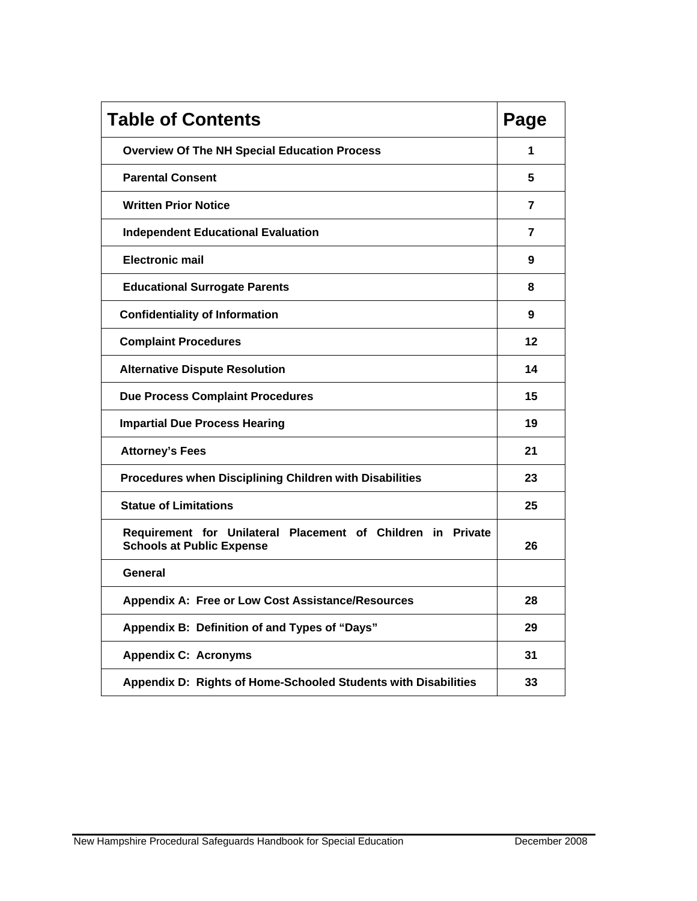| Table of Contents | Page |
|---|---|
| Overview Of The NH Special Education Process | 1 |
| Parental Consent | 5 |
| Written Prior Notice | 7 |
| Independent Educational Evaluation | 7 |
| Electronic mail | 9 |
| Educational Surrogate Parents | 8 |
| Confidentiality of Information | 9 |
| Complaint Procedures | 12 |
| Alternative Dispute Resolution | 14 |
| Due Process Complaint Procedures | 15 |
| Impartial Due Process Hearing | 19 |
| Attorney's Fees | 21 |
| Procedures when Disciplining Children with Disabilities | 23 |
| Statue of Limitations | 25 |
| Requirement for Unilateral Placement of Children in Private Schools at Public Expense | 26 |
| General | |
| Appendix A: Free or Low Cost Assistance/Resources | 28 |
| Appendix B: Definition of and Types of "Days" | 29 |
| Appendix C: Acronyms | 31 |
| Appendix D: Rights of Home-Schooled Students with Disabilities | 33 |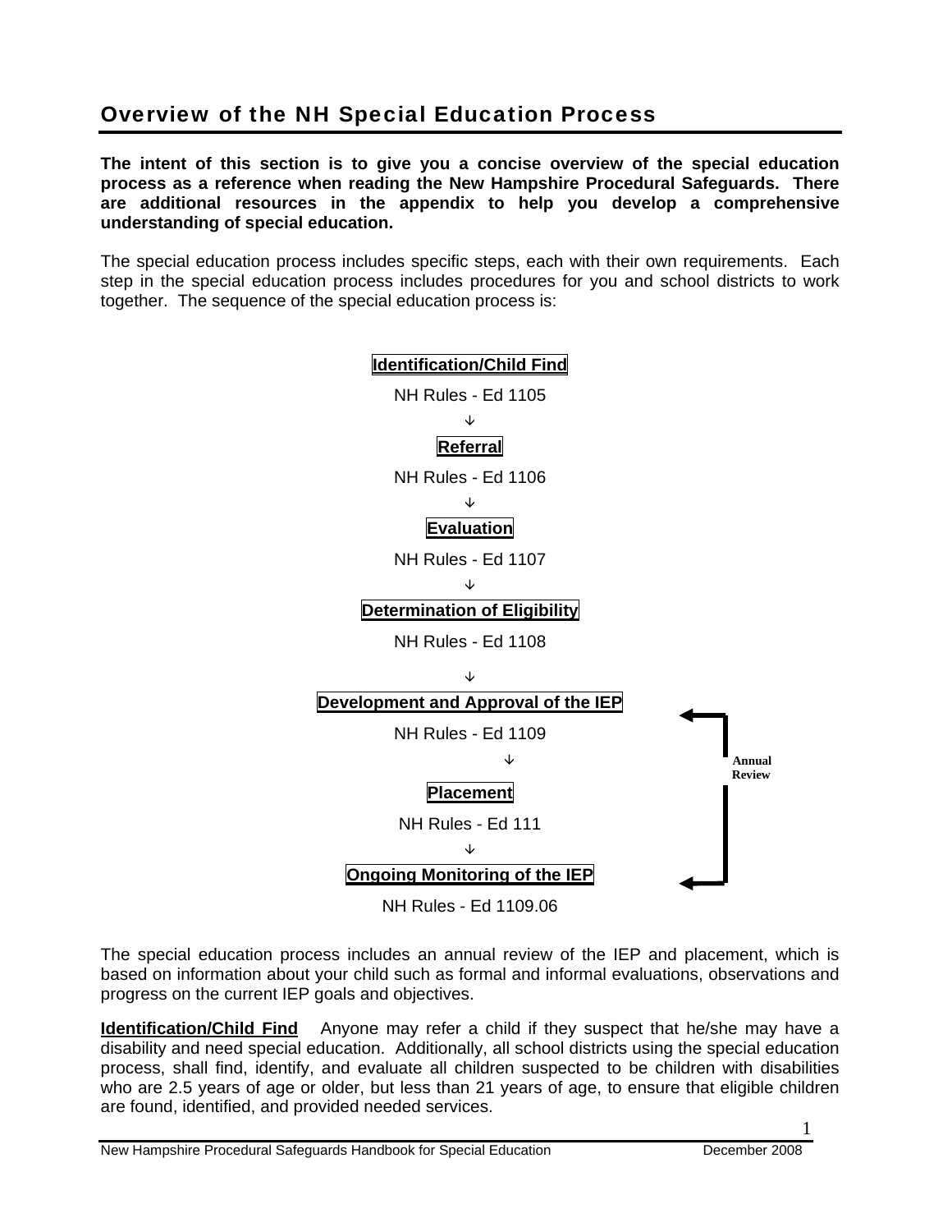## Overview of the NH Special Education Process

**The intent of this section is to give you a concise overview of the special education process as a reference when reading the New Hampshire Procedural Safeguards. There are additional resources in the appendix to help you develop a comprehensive understanding of special education.**

The special education process includes specific steps, each with their own requirements. Each step in the special education process includes procedures for you and school districts to work together. The sequence of the special education process is:

**Identification/Child Find**

NH Rules - Ed 1105

↓

**Referral**

NH Rules - Ed 1106

↓

**Evaluation**

NH Rules - Ed 1107

↓

**Determination of Eligibility**

NH Rules - Ed 1108

↓

**Development and Approval of the IEP**

NH Rules - Ed 1109

↓

**Placement**

NH Rules - Ed 111

↓

**Ongoing Monitoring of the IEP**

NH Rules - Ed 1109.06

(Annual Review: Ongoing Monitoring of the IEP → Development and Approval of the IEP)

The special education process includes an annual review of the IEP and placement, which is based on information about your child such as formal and informal evaluations, observations and progress on the current IEP goals and objectives.

**Identification/Child Find** Anyone may refer a child if they suspect that he/she may have a disability and need special education. Additionally, all school districts using the special education process, shall find, identify, and evaluate all children suspected to be children with disabilities who are 2.5 years of age or older, but less than 21 years of age, to ensure that eligible children are found, identified, and provided needed services.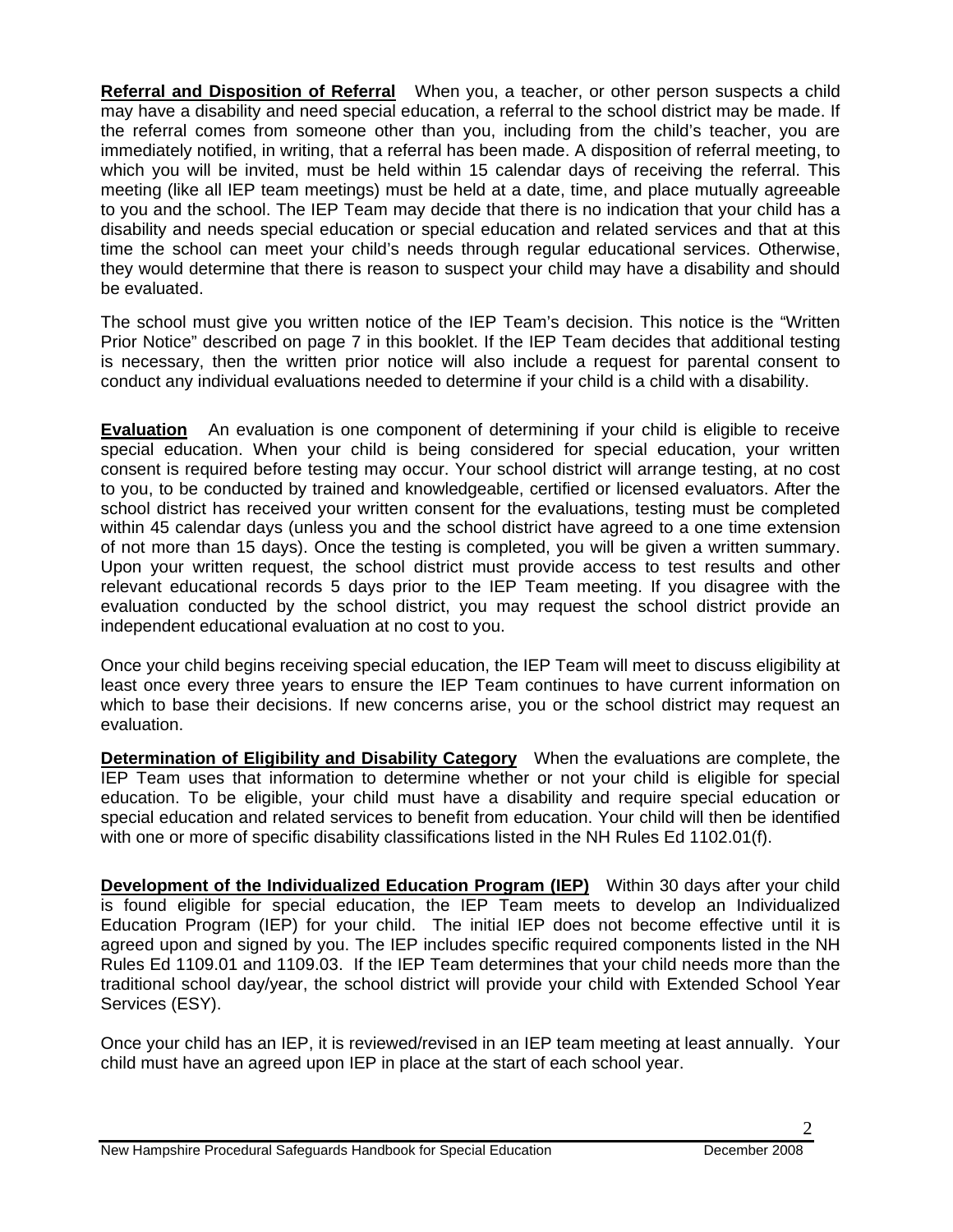**Referral and Disposition of Referral** When you, a teacher, or other person suspects a child may have a disability and need special education, a referral to the school district may be made. If the referral comes from someone other than you, including from the child's teacher, you are immediately notified, in writing, that a referral has been made. A disposition of referral meeting, to which you will be invited, must be held within 15 calendar days of receiving the referral. This meeting (like all IEP team meetings) must be held at a date, time, and place mutually agreeable to you and the school. The IEP Team may decide that there is no indication that your child has a disability and needs special education or special education and related services and that at this time the school can meet your child's needs through regular educational services. Otherwise, they would determine that there is reason to suspect your child may have a disability and should be evaluated.

The school must give you written notice of the IEP Team's decision. This notice is the "Written Prior Notice" described on page 7 in this booklet. If the IEP Team decides that additional testing is necessary, then the written prior notice will also include a request for parental consent to conduct any individual evaluations needed to determine if your child is a child with a disability.

**Evaluation** An evaluation is one component of determining if your child is eligible to receive special education. When your child is being considered for special education, your written consent is required before testing may occur. Your school district will arrange testing, at no cost to you, to be conducted by trained and knowledgeable, certified or licensed evaluators. After the school district has received your written consent for the evaluations, testing must be completed within 45 calendar days (unless you and the school district have agreed to a one time extension of not more than 15 days). Once the testing is completed, you will be given a written summary. Upon your written request, the school district must provide access to test results and other relevant educational records 5 days prior to the IEP Team meeting. If you disagree with the evaluation conducted by the school district, you may request the school district provide an independent educational evaluation at no cost to you.

Once your child begins receiving special education, the IEP Team will meet to discuss eligibility at least once every three years to ensure the IEP Team continues to have current information on which to base their decisions. If new concerns arise, you or the school district may request an evaluation.

**Determination of Eligibility and Disability Category** When the evaluations are complete, the IEP Team uses that information to determine whether or not your child is eligible for special education. To be eligible, your child must have a disability and require special education or special education and related services to benefit from education. Your child will then be identified with one or more of specific disability classifications listed in the NH Rules Ed 1102.01(f).

**Development of the Individualized Education Program (IEP)** Within 30 days after your child is found eligible for special education, the IEP Team meets to develop an Individualized Education Program (IEP) for your child. The initial IEP does not become effective until it is agreed upon and signed by you. The IEP includes specific required components listed in the NH Rules Ed 1109.01 and 1109.03. If the IEP Team determines that your child needs more than the traditional school day/year, the school district will provide your child with Extended School Year Services (ESY).

Once your child has an IEP, it is reviewed/revised in an IEP team meeting at least annually. Your child must have an agreed upon IEP in place at the start of each school year.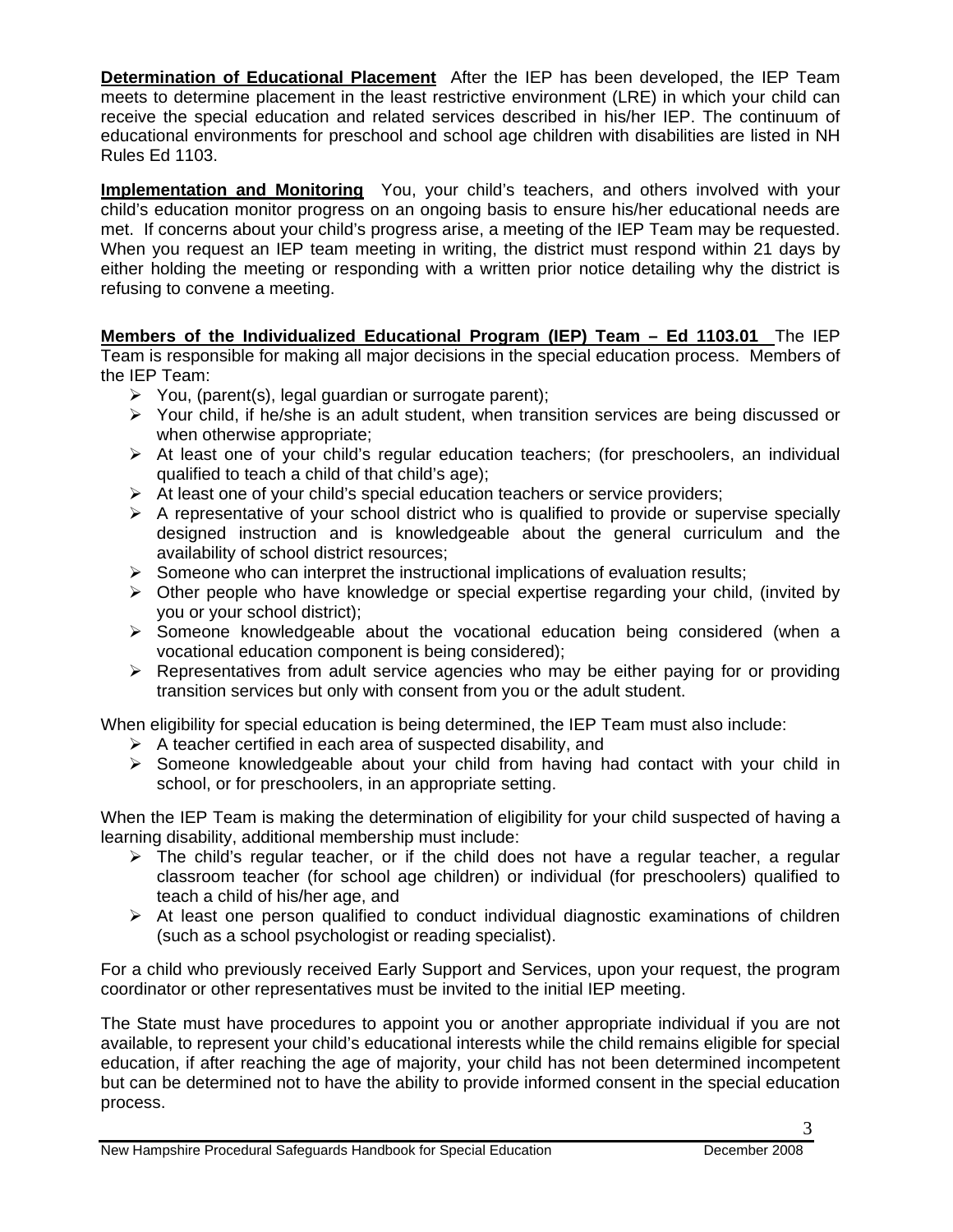**Determination of Educational Placement** After the IEP has been developed, the IEP Team meets to determine placement in the least restrictive environment (LRE) in which your child can receive the special education and related services described in his/her IEP. The continuum of educational environments for preschool and school age children with disabilities are listed in NH Rules Ed 1103.

**Implementation and Monitoring** You, your child's teachers, and others involved with your child's education monitor progress on an ongoing basis to ensure his/her educational needs are met. If concerns about your child's progress arise, a meeting of the IEP Team may be requested. When you request an IEP team meeting in writing, the district must respond within 21 days by either holding the meeting or responding with a written prior notice detailing why the district is refusing to convene a meeting.

**Members of the Individualized Educational Program (IEP) Team – Ed 1103.01** The IEP Team is responsible for making all major decisions in the special education process. Members of the IEP Team:

- You, (parent(s), legal guardian or surrogate parent);
- Your child, if he/she is an adult student, when transition services are being discussed or when otherwise appropriate;
- At least one of your child's regular education teachers; (for preschoolers, an individual qualified to teach a child of that child's age);
- At least one of your child's special education teachers or service providers;
- A representative of your school district who is qualified to provide or supervise specially designed instruction and is knowledgeable about the general curriculum and the availability of school district resources;
- Someone who can interpret the instructional implications of evaluation results;
- Other people who have knowledge or special expertise regarding your child, (invited by you or your school district);
- Someone knowledgeable about the vocational education being considered (when a vocational education component is being considered);
- Representatives from adult service agencies who may be either paying for or providing transition services but only with consent from you or the adult student.

When eligibility for special education is being determined, the IEP Team must also include:

- A teacher certified in each area of suspected disability, and
- Someone knowledgeable about your child from having had contact with your child in school, or for preschoolers, in an appropriate setting.

When the IEP Team is making the determination of eligibility for your child suspected of having a learning disability, additional membership must include:

- The child's regular teacher, or if the child does not have a regular teacher, a regular classroom teacher (for school age children) or individual (for preschoolers) qualified to teach a child of his/her age, and
- At least one person qualified to conduct individual diagnostic examinations of children (such as a school psychologist or reading specialist).

For a child who previously received Early Support and Services, upon your request, the program coordinator or other representatives must be invited to the initial IEP meeting.

The State must have procedures to appoint you or another appropriate individual if you are not available, to represent your child's educational interests while the child remains eligible for special education, if after reaching the age of majority, your child has not been determined incompetent but can be determined not to have the ability to provide informed consent in the special education process.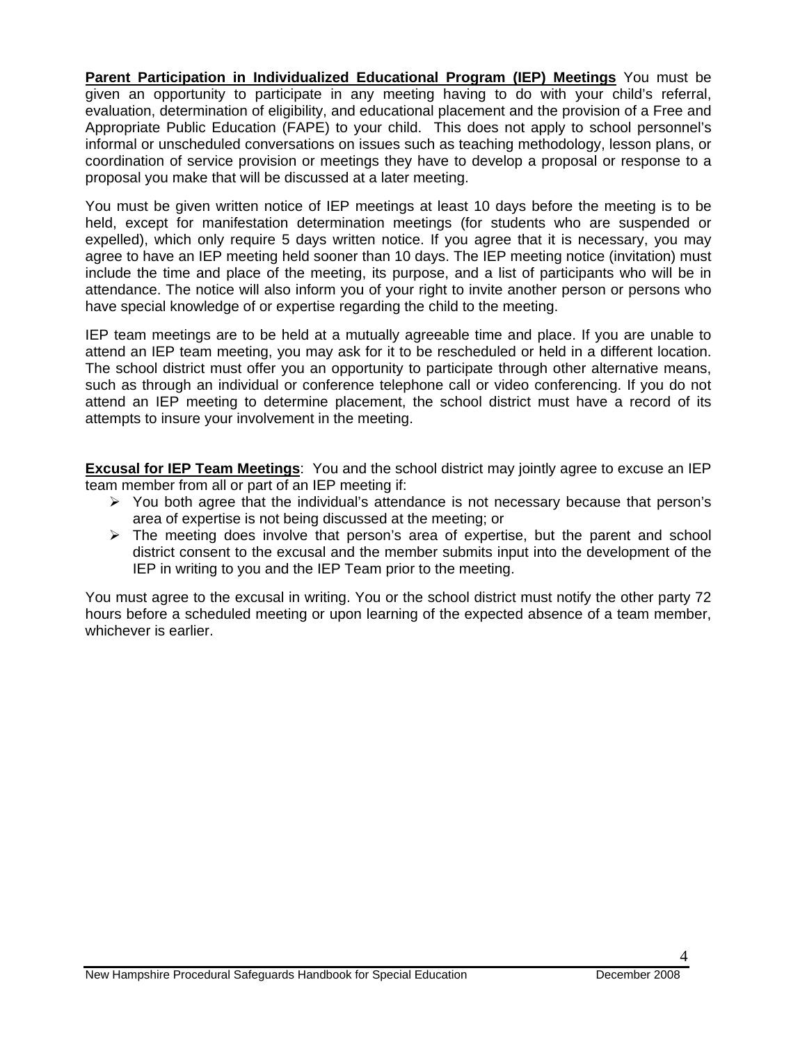**Parent Participation in Individualized Educational Program (IEP) Meetings** You must be given an opportunity to participate in any meeting having to do with your child's referral, evaluation, determination of eligibility, and educational placement and the provision of a Free and Appropriate Public Education (FAPE) to your child. This does not apply to school personnel's informal or unscheduled conversations on issues such as teaching methodology, lesson plans, or coordination of service provision or meetings they have to develop a proposal or response to a proposal you make that will be discussed at a later meeting.

You must be given written notice of IEP meetings at least 10 days before the meeting is to be held, except for manifestation determination meetings (for students who are suspended or expelled), which only require 5 days written notice. If you agree that it is necessary, you may agree to have an IEP meeting held sooner than 10 days. The IEP meeting notice (invitation) must include the time and place of the meeting, its purpose, and a list of participants who will be in attendance. The notice will also inform you of your right to invite another person or persons who have special knowledge of or expertise regarding the child to the meeting.

IEP team meetings are to be held at a mutually agreeable time and place. If you are unable to attend an IEP team meeting, you may ask for it to be rescheduled or held in a different location. The school district must offer you an opportunity to participate through other alternative means, such as through an individual or conference telephone call or video conferencing. If you do not attend an IEP meeting to determine placement, the school district must have a record of its attempts to insure your involvement in the meeting.

**Excusal for IEP Team Meetings**: You and the school district may jointly agree to excuse an IEP team member from all or part of an IEP meeting if:

- You both agree that the individual's attendance is not necessary because that person's area of expertise is not being discussed at the meeting; or
- The meeting does involve that person's area of expertise, but the parent and school district consent to the excusal and the member submits input into the development of the IEP in writing to you and the IEP Team prior to the meeting.

You must agree to the excusal in writing. You or the school district must notify the other party 72 hours before a scheduled meeting or upon learning of the expected absence of a team member, whichever is earlier.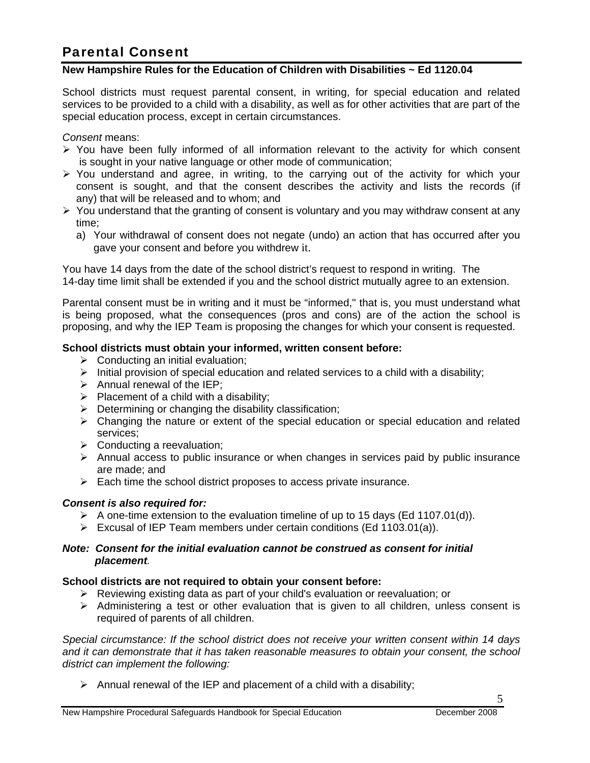## Parental Consent

**New Hampshire Rules for the Education of Children with Disabilities ~ Ed 1120.04**

School districts must request parental consent, in writing, for special education and related services to be provided to a child with a disability, as well as for other activities that are part of the special education process, except in certain circumstances.

*Consent* means:

- You have been fully informed of all information relevant to the activity for which consent is sought in your native language or other mode of communication;
- You understand and agree, in writing, to the carrying out of the activity for which your consent is sought, and that the consent describes the activity and lists the records (if any) that will be released and to whom; and
- You understand that the granting of consent is voluntary and you may withdraw consent at any time;
  a) Your withdrawal of consent does not negate (undo) an action that has occurred after you gave your consent and before you withdrew it.

You have 14 days from the date of the school district's request to respond in writing. The 14-day time limit shall be extended if you and the school district mutually agree to an extension.

Parental consent must be in writing and it must be "informed," that is, you must understand what is being proposed, what the consequences (pros and cons) are of the action the school is proposing, and why the IEP Team is proposing the changes for which your consent is requested.

**School districts must obtain your informed, written consent before:**

- Conducting an initial evaluation;
- Initial provision of special education and related services to a child with a disability;
- Annual renewal of the IEP;
- Placement of a child with a disability;
- Determining or changing the disability classification;
- Changing the nature or extent of the special education or special education and related services;
- Conducting a reevaluation;
- Annual access to public insurance or when changes in services paid by public insurance are made; and
- Each time the school district proposes to access private insurance.

***Consent is also required for:***

- A one-time extension to the evaluation timeline of up to 15 days (Ed 1107.01(d)).
- Excusal of IEP Team members under certain conditions (Ed 1103.01(a)).

***Note: Consent for the initial evaluation cannot be construed as consent for initial placement.***

**School districts are not required to obtain your consent before:**

- Reviewing existing data as part of your child's evaluation or reevaluation; or
- Administering a test or other evaluation that is given to all children, unless consent is required of parents of all children.

*Special circumstance: If the school district does not receive your written consent within 14 days and it can demonstrate that it has taken reasonable measures to obtain your consent, the school district can implement the following:*

- Annual renewal of the IEP and placement of a child with a disability;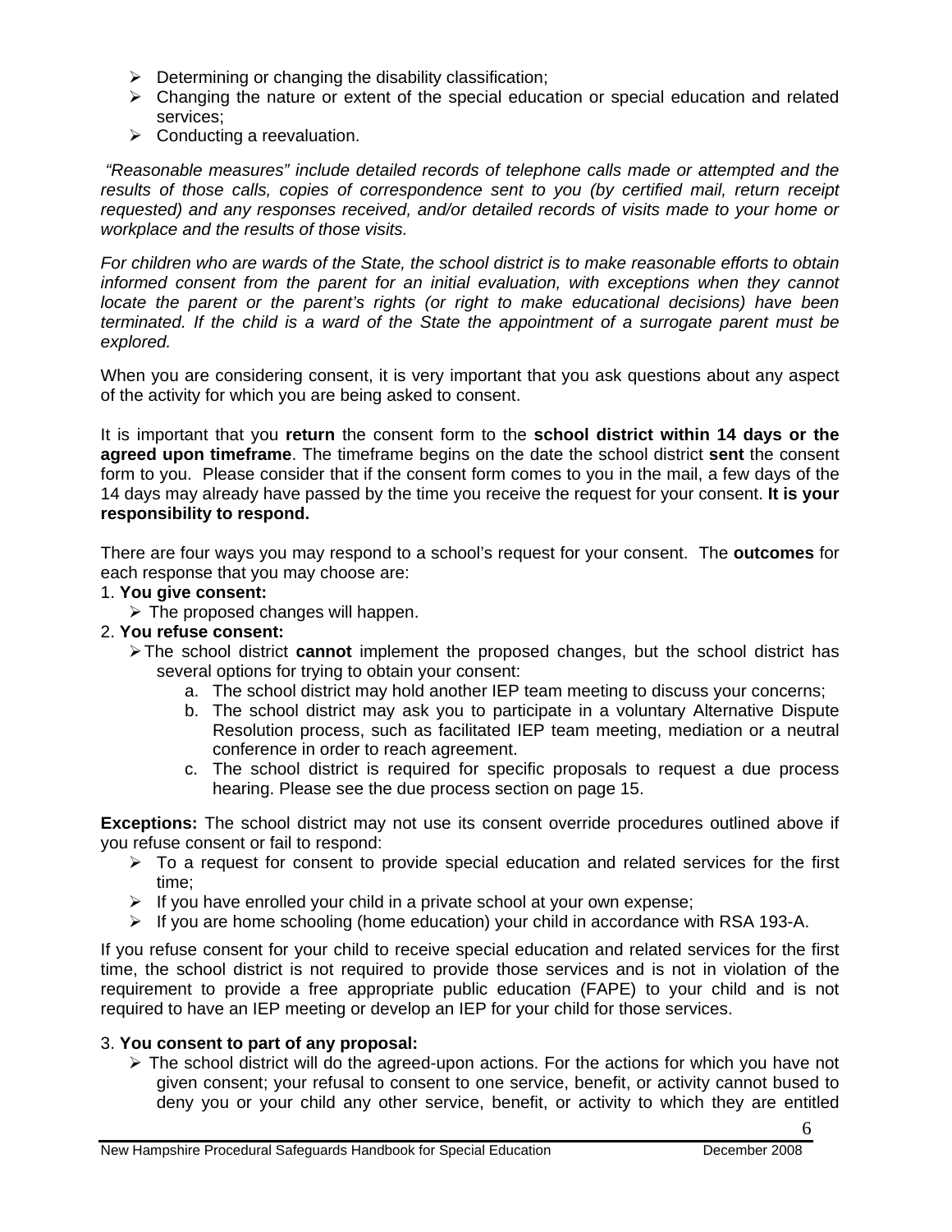- Determining or changing the disability classification;
- Changing the nature or extent of the special education or special education and related services;
- Conducting a reevaluation.

*"Reasonable measures" include detailed records of telephone calls made or attempted and the results of those calls, copies of correspondence sent to you (by certified mail, return receipt requested) and any responses received, and/or detailed records of visits made to your home or workplace and the results of those visits.*

*For children who are wards of the State, the school district is to make reasonable efforts to obtain informed consent from the parent for an initial evaluation, with exceptions when they cannot locate the parent or the parent's rights (or right to make educational decisions) have been terminated. If the child is a ward of the State the appointment of a surrogate parent must be explored.*

When you are considering consent, it is very important that you ask questions about any aspect of the activity for which you are being asked to consent.

It is important that you **return** the consent form to the **school district within 14 days or the agreed upon timeframe**. The timeframe begins on the date the school district **sent** the consent form to you. Please consider that if the consent form comes to you in the mail, a few days of the 14 days may already have passed by the time you receive the request for your consent. **It is your responsibility to respond.**

There are four ways you may respond to a school's request for your consent. The **outcomes** for each response that you may choose are:

1. **You give consent:**
   - The proposed changes will happen.
2. **You refuse consent:**
   - The school district **cannot** implement the proposed changes, but the school district has several options for trying to obtain your consent:
     a. The school district may hold another IEP team meeting to discuss your concerns;
     b. The school district may ask you to participate in a voluntary Alternative Dispute Resolution process, such as facilitated IEP team meeting, mediation or a neutral conference in order to reach agreement.
     c. The school district is required for specific proposals to request a due process hearing. Please see the due process section on page 15.

**Exceptions:** The school district may not use its consent override procedures outlined above if you refuse consent or fail to respond:

- To a request for consent to provide special education and related services for the first time;
- If you have enrolled your child in a private school at your own expense;
- If you are home schooling (home education) your child in accordance with RSA 193-A.

If you refuse consent for your child to receive special education and related services for the first time, the school district is not required to provide those services and is not in violation of the requirement to provide a free appropriate public education (FAPE) to your child and is not required to have an IEP meeting or develop an IEP for your child for those services.

3. **You consent to part of any proposal:**
   - The school district will do the agreed-upon actions. For the actions for which you have not given consent; your refusal to consent to one service, benefit, or activity cannot bused to deny you or your child any other service, benefit, or activity to which they are entitled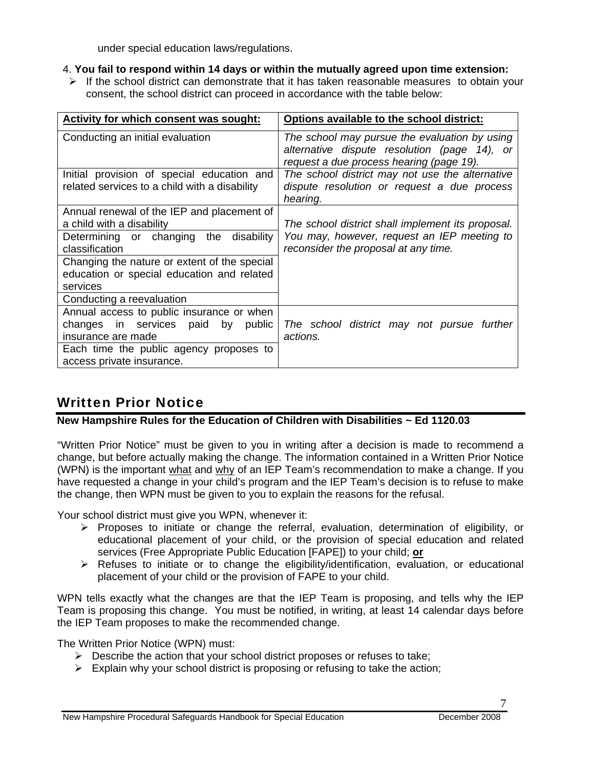under special education laws/regulations.

4. **You fail to respond within 14 days or within the mutually agreed upon time extension:**
   - If the school district can demonstrate that it has taken reasonable measures to obtain your consent, the school district can proceed in accordance with the table below:

| **Activity for which consent was sought:** | **Options available to the school district:** |
|---|---|
| Conducting an initial evaluation | *The school may pursue the evaluation by using alternative dispute resolution (page 14), or request a due process hearing (page 19).* |
| Initial provision of special education and related services to a child with a disability | *The school district may not use the alternative dispute resolution or request a due process hearing.* |
| Annual renewal of the IEP and placement of a child with a disability | *The school district shall implement its proposal. You may, however, request an IEP meeting to reconsider the proposal at any time.* |
| Determining or changing the disability classification | |
| Changing the nature or extent of the special education or special education and related services | |
| Conducting a reevaluation | |
| Annual access to public insurance or when changes in services paid by public insurance are made | *The school district may not pursue further actions.* |
| Each time the public agency proposes to access private insurance. | |

## Written Prior Notice

**New Hampshire Rules for the Education of Children with Disabilities ~ Ed 1120.03**

"Written Prior Notice" must be given to you in writing after a decision is made to recommend a change, but before actually making the change. The information contained in a Written Prior Notice (WPN) is the important what and why of an IEP Team's recommendation to make a change. If you have requested a change in your child's program and the IEP Team's decision is to refuse to make the change, then WPN must be given to you to explain the reasons for the refusal.

Your school district must give you WPN, whenever it:

- Proposes to initiate or change the referral, evaluation, determination of eligibility, or educational placement of your child, or the provision of special education and related services (Free Appropriate Public Education [FAPE]) to your child; **or**
- Refuses to initiate or to change the eligibility/identification, evaluation, or educational placement of your child or the provision of FAPE to your child.

WPN tells exactly what the changes are that the IEP Team is proposing, and tells why the IEP Team is proposing this change. You must be notified, in writing, at least 14 calendar days before the IEP Team proposes to make the recommended change.

The Written Prior Notice (WPN) must:

- Describe the action that your school district proposes or refuses to take;
- Explain why your school district is proposing or refusing to take the action;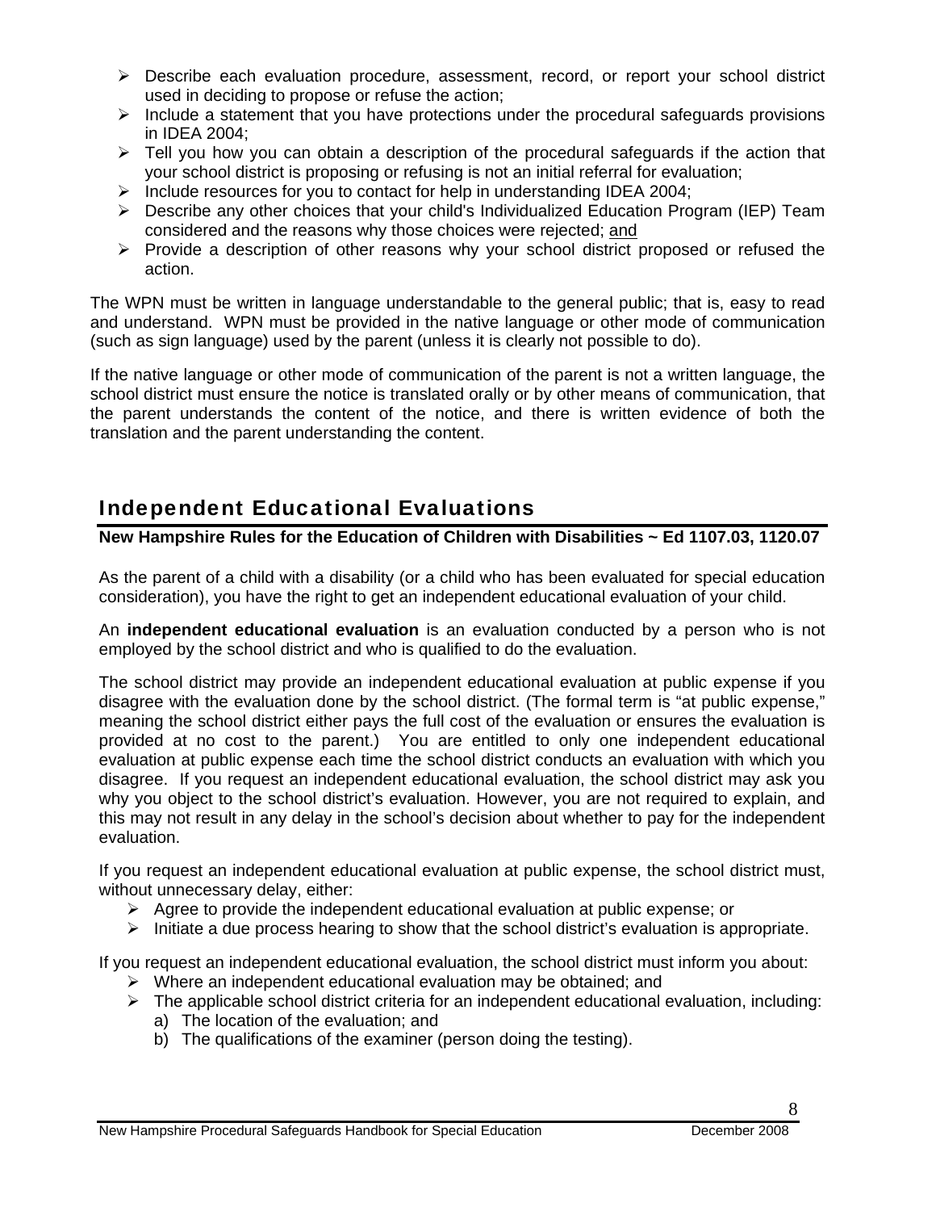- Describe each evaluation procedure, assessment, record, or report your school district used in deciding to propose or refuse the action;
- Include a statement that you have protections under the procedural safeguards provisions in IDEA 2004;
- Tell you how you can obtain a description of the procedural safeguards if the action that your school district is proposing or refusing is not an initial referral for evaluation;
- Include resources for you to contact for help in understanding IDEA 2004;
- Describe any other choices that your child's Individualized Education Program (IEP) Team considered and the reasons why those choices were rejected; and
- Provide a description of other reasons why your school district proposed or refused the action.

The WPN must be written in language understandable to the general public; that is, easy to read and understand. WPN must be provided in the native language or other mode of communication (such as sign language) used by the parent (unless it is clearly not possible to do).

If the native language or other mode of communication of the parent is not a written language, the school district must ensure the notice is translated orally or by other means of communication, that the parent understands the content of the notice, and there is written evidence of both the translation and the parent understanding the content.

## Independent Educational Evaluations

**New Hampshire Rules for the Education of Children with Disabilities ~ Ed 1107.03, 1120.07**

As the parent of a child with a disability (or a child who has been evaluated for special education consideration), you have the right to get an independent educational evaluation of your child.

An **independent educational evaluation** is an evaluation conducted by a person who is not employed by the school district and who is qualified to do the evaluation.

The school district may provide an independent educational evaluation at public expense if you disagree with the evaluation done by the school district. (The formal term is "at public expense," meaning the school district either pays the full cost of the evaluation or ensures the evaluation is provided at no cost to the parent.) You are entitled to only one independent educational evaluation at public expense each time the school district conducts an evaluation with which you disagree. If you request an independent educational evaluation, the school district may ask you why you object to the school district's evaluation. However, you are not required to explain, and this may not result in any delay in the school's decision about whether to pay for the independent evaluation.

If you request an independent educational evaluation at public expense, the school district must, without unnecessary delay, either:

- Agree to provide the independent educational evaluation at public expense; or
- Initiate a due process hearing to show that the school district's evaluation is appropriate.

If you request an independent educational evaluation, the school district must inform you about:

- Where an independent educational evaluation may be obtained; and
- The applicable school district criteria for an independent educational evaluation, including:
  a) The location of the evaluation; and
  b) The qualifications of the examiner (person doing the testing).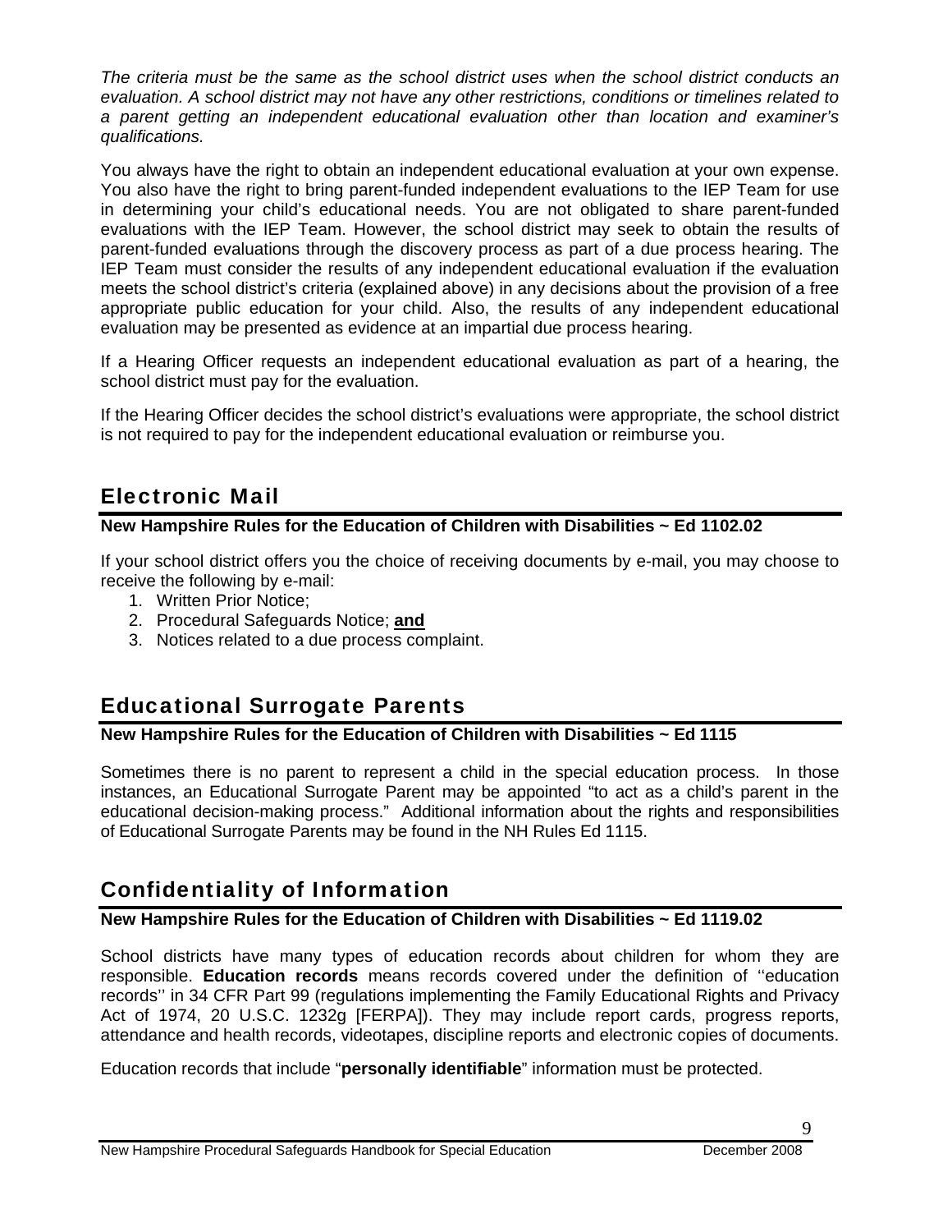*The criteria must be the same as the school district uses when the school district conducts an evaluation. A school district may not have any other restrictions, conditions or timelines related to a parent getting an independent educational evaluation other than location and examiner's qualifications.*

You always have the right to obtain an independent educational evaluation at your own expense. You also have the right to bring parent-funded independent evaluations to the IEP Team for use in determining your child's educational needs. You are not obligated to share parent-funded evaluations with the IEP Team. However, the school district may seek to obtain the results of parent-funded evaluations through the discovery process as part of a due process hearing. The IEP Team must consider the results of any independent educational evaluation if the evaluation meets the school district's criteria (explained above) in any decisions about the provision of a free appropriate public education for your child. Also, the results of any independent educational evaluation may be presented as evidence at an impartial due process hearing.

If a Hearing Officer requests an independent educational evaluation as part of a hearing, the school district must pay for the evaluation.

If the Hearing Officer decides the school district's evaluations were appropriate, the school district is not required to pay for the independent educational evaluation or reimburse you.

## Electronic Mail

**New Hampshire Rules for the Education of Children with Disabilities ~ Ed 1102.02**

If your school district offers you the choice of receiving documents by e-mail, you may choose to receive the following by e-mail:

1. Written Prior Notice;
2. Procedural Safeguards Notice; **<u>and</u>**
3. Notices related to a due process complaint.

## Educational Surrogate Parents

**New Hampshire Rules for the Education of Children with Disabilities ~ Ed 1115**

Sometimes there is no parent to represent a child in the special education process. In those instances, an Educational Surrogate Parent may be appointed "to act as a child's parent in the educational decision-making process." Additional information about the rights and responsibilities of Educational Surrogate Parents may be found in the NH Rules Ed 1115.

## Confidentiality of Information

**New Hampshire Rules for the Education of Children with Disabilities ~ Ed 1119.02**

School districts have many types of education records about children for whom they are responsible. **Education records** means records covered under the definition of ''education records'' in 34 CFR Part 99 (regulations implementing the Family Educational Rights and Privacy Act of 1974, 20 U.S.C. 1232g [FERPA]). They may include report cards, progress reports, attendance and health records, videotapes, discipline reports and electronic copies of documents.

Education records that include "**personally identifiable**" information must be protected.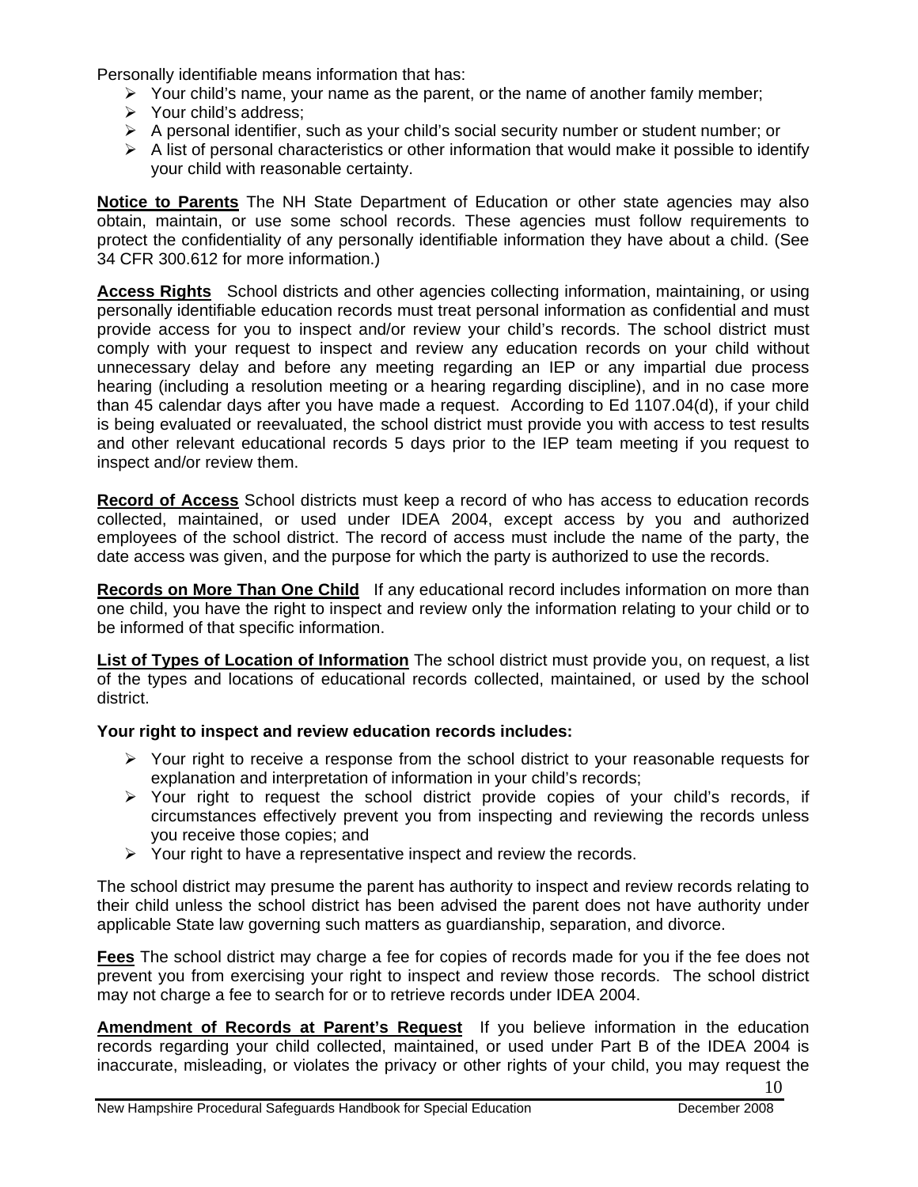Personally identifiable means information that has:

- Your child's name, your name as the parent, or the name of another family member;
- Your child's address;
- A personal identifier, such as your child's social security number or student number; or
- A list of personal characteristics or other information that would make it possible to identify your child with reasonable certainty.

**Notice to Parents** The NH State Department of Education or other state agencies may also obtain, maintain, or use some school records. These agencies must follow requirements to protect the confidentiality of any personally identifiable information they have about a child. (See 34 CFR 300.612 for more information.)

**Access Rights** School districts and other agencies collecting information, maintaining, or using personally identifiable education records must treat personal information as confidential and must provide access for you to inspect and/or review your child's records. The school district must comply with your request to inspect and review any education records on your child without unnecessary delay and before any meeting regarding an IEP or any impartial due process hearing (including a resolution meeting or a hearing regarding discipline), and in no case more than 45 calendar days after you have made a request. According to Ed 1107.04(d), if your child is being evaluated or reevaluated, the school district must provide you with access to test results and other relevant educational records 5 days prior to the IEP team meeting if you request to inspect and/or review them.

**Record of Access** School districts must keep a record of who has access to education records collected, maintained, or used under IDEA 2004, except access by you and authorized employees of the school district. The record of access must include the name of the party, the date access was given, and the purpose for which the party is authorized to use the records.

**Records on More Than One Child** If any educational record includes information on more than one child, you have the right to inspect and review only the information relating to your child or to be informed of that specific information.

**List of Types of Location of Information** The school district must provide you, on request, a list of the types and locations of educational records collected, maintained, or used by the school district.

**Your right to inspect and review education records includes:**

- Your right to receive a response from the school district to your reasonable requests for explanation and interpretation of information in your child's records;
- Your right to request the school district provide copies of your child's records, if circumstances effectively prevent you from inspecting and reviewing the records unless you receive those copies; and
- Your right to have a representative inspect and review the records.

The school district may presume the parent has authority to inspect and review records relating to their child unless the school district has been advised the parent does not have authority under applicable State law governing such matters as guardianship, separation, and divorce.

**Fees** The school district may charge a fee for copies of records made for you if the fee does not prevent you from exercising your right to inspect and review those records. The school district may not charge a fee to search for or to retrieve records under IDEA 2004.

**Amendment of Records at Parent's Request** If you believe information in the education records regarding your child collected, maintained, or used under Part B of the IDEA 2004 is inaccurate, misleading, or violates the privacy or other rights of your child, you may request the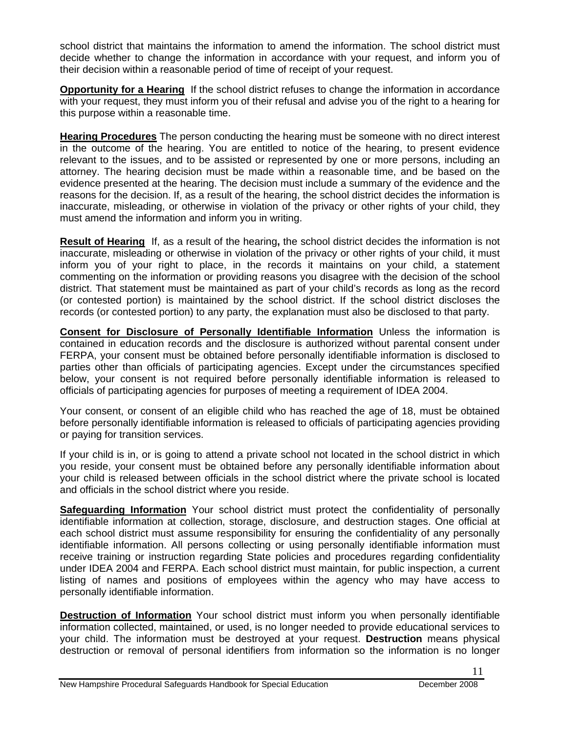school district that maintains the information to amend the information. The school district must decide whether to change the information in accordance with your request, and inform you of their decision within a reasonable period of time of receipt of your request.

**Opportunity for a Hearing** If the school district refuses to change the information in accordance with your request, they must inform you of their refusal and advise you of the right to a hearing for this purpose within a reasonable time.

**Hearing Procedures** The person conducting the hearing must be someone with no direct interest in the outcome of the hearing. You are entitled to notice of the hearing, to present evidence relevant to the issues, and to be assisted or represented by one or more persons, including an attorney. The hearing decision must be made within a reasonable time, and be based on the evidence presented at the hearing. The decision must include a summary of the evidence and the reasons for the decision. If, as a result of the hearing, the school district decides the information is inaccurate, misleading, or otherwise in violation of the privacy or other rights of your child, they must amend the information and inform you in writing.

**Result of Hearing** If, as a result of the hearing**,** the school district decides the information is not inaccurate, misleading or otherwise in violation of the privacy or other rights of your child, it must inform you of your right to place, in the records it maintains on your child, a statement commenting on the information or providing reasons you disagree with the decision of the school district. That statement must be maintained as part of your child's records as long as the record (or contested portion) is maintained by the school district. If the school district discloses the records (or contested portion) to any party, the explanation must also be disclosed to that party.

**Consent for Disclosure of Personally Identifiable Information** Unless the information is contained in education records and the disclosure is authorized without parental consent under FERPA, your consent must be obtained before personally identifiable information is disclosed to parties other than officials of participating agencies. Except under the circumstances specified below, your consent is not required before personally identifiable information is released to officials of participating agencies for purposes of meeting a requirement of IDEA 2004.

Your consent, or consent of an eligible child who has reached the age of 18, must be obtained before personally identifiable information is released to officials of participating agencies providing or paying for transition services.

If your child is in, or is going to attend a private school not located in the school district in which you reside, your consent must be obtained before any personally identifiable information about your child is released between officials in the school district where the private school is located and officials in the school district where you reside.

**Safeguarding Information** Your school district must protect the confidentiality of personally identifiable information at collection, storage, disclosure, and destruction stages. One official at each school district must assume responsibility for ensuring the confidentiality of any personally identifiable information. All persons collecting or using personally identifiable information must receive training or instruction regarding State policies and procedures regarding confidentiality under IDEA 2004 and FERPA. Each school district must maintain, for public inspection, a current listing of names and positions of employees within the agency who may have access to personally identifiable information.

**Destruction of Information** Your school district must inform you when personally identifiable information collected, maintained, or used, is no longer needed to provide educational services to your child. The information must be destroyed at your request. **Destruction** means physical destruction or removal of personal identifiers from information so the information is no longer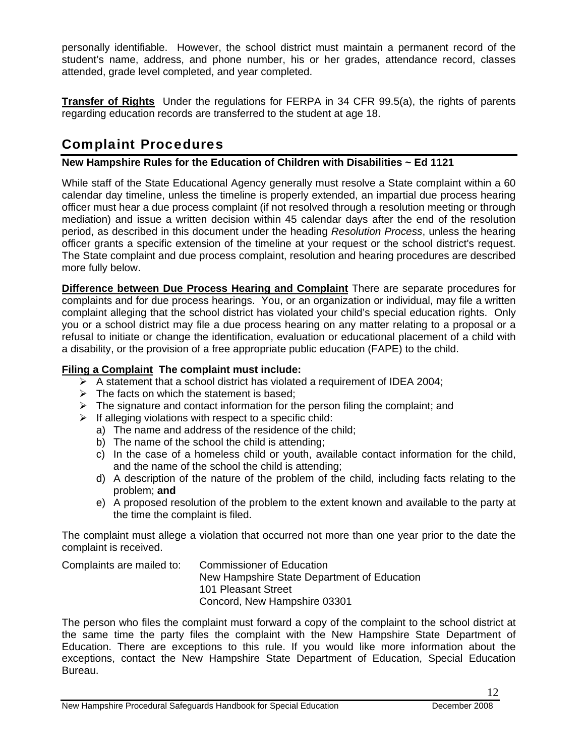personally identifiable. However, the school district must maintain a permanent record of the student's name, address, and phone number, his or her grades, attendance record, classes attended, grade level completed, and year completed.

**Transfer of Rights** Under the regulations for FERPA in 34 CFR 99.5(a), the rights of parents regarding education records are transferred to the student at age 18.

## Complaint Procedures

**New Hampshire Rules for the Education of Children with Disabilities ~ Ed 1121**

While staff of the State Educational Agency generally must resolve a State complaint within a 60 calendar day timeline, unless the timeline is properly extended, an impartial due process hearing officer must hear a due process complaint (if not resolved through a resolution meeting or through mediation) and issue a written decision within 45 calendar days after the end of the resolution period, as described in this document under the heading *Resolution Process*, unless the hearing officer grants a specific extension of the timeline at your request or the school district's request. The State complaint and due process complaint, resolution and hearing procedures are described more fully below.

**Difference between Due Process Hearing and Complaint** There are separate procedures for complaints and for due process hearings. You, or an organization or individual, may file a written complaint alleging that the school district has violated your child's special education rights. Only you or a school district may file a due process hearing on any matter relating to a proposal or a refusal to initiate or change the identification, evaluation or educational placement of a child with a disability, or the provision of a free appropriate public education (FAPE) to the child.

**Filing a Complaint The complaint must include:**

- A statement that a school district has violated a requirement of IDEA 2004;
- The facts on which the statement is based;
- The signature and contact information for the person filing the complaint; and
- If alleging violations with respect to a specific child:
    a) The name and address of the residence of the child;
    b) The name of the school the child is attending;
    c) In the case of a homeless child or youth, available contact information for the child, and the name of the school the child is attending;
    d) A description of the nature of the problem of the child, including facts relating to the problem; **and**
    e) A proposed resolution of the problem to the extent known and available to the party at the time the complaint is filed.

The complaint must allege a violation that occurred not more than one year prior to the date the complaint is received.

Complaints are mailed to:
Commissioner of Education
New Hampshire State Department of Education
101 Pleasant Street
Concord, New Hampshire 03301

The person who files the complaint must forward a copy of the complaint to the school district at the same time the party files the complaint with the New Hampshire State Department of Education. There are exceptions to this rule. If you would like more information about the exceptions, contact the New Hampshire State Department of Education, Special Education Bureau.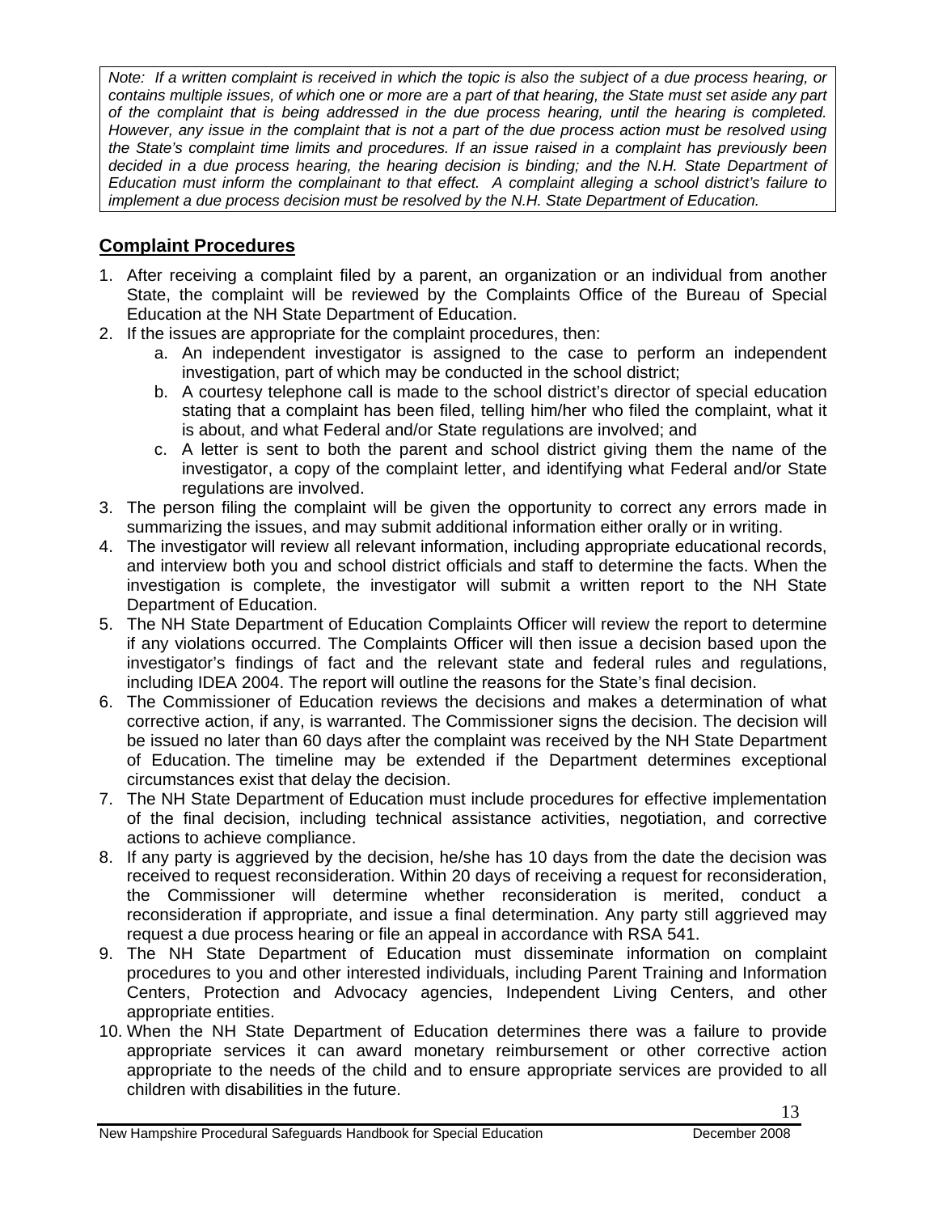*Note: If a written complaint is received in which the topic is also the subject of a due process hearing, or contains multiple issues, of which one or more are a part of that hearing, the State must set aside any part of the complaint that is being addressed in the due process hearing, until the hearing is completed. However, any issue in the complaint that is not a part of the due process action must be resolved using the State's complaint time limits and procedures. If an issue raised in a complaint has previously been decided in a due process hearing, the hearing decision is binding; and the N.H. State Department of Education must inform the complainant to that effect. A complaint alleging a school district's failure to implement a due process decision must be resolved by the N.H. State Department of Education.*

## Complaint Procedures

1. After receiving a complaint filed by a parent, an organization or an individual from another State, the complaint will be reviewed by the Complaints Office of the Bureau of Special Education at the NH State Department of Education.
2. If the issues are appropriate for the complaint procedures, then:
   a. An independent investigator is assigned to the case to perform an independent investigation, part of which may be conducted in the school district;
   b. A courtesy telephone call is made to the school district's director of special education stating that a complaint has been filed, telling him/her who filed the complaint, what it is about, and what Federal and/or State regulations are involved; and
   c. A letter is sent to both the parent and school district giving them the name of the investigator, a copy of the complaint letter, and identifying what Federal and/or State regulations are involved.
3. The person filing the complaint will be given the opportunity to correct any errors made in summarizing the issues, and may submit additional information either orally or in writing.
4. The investigator will review all relevant information, including appropriate educational records, and interview both you and school district officials and staff to determine the facts. When the investigation is complete, the investigator will submit a written report to the NH State Department of Education.
5. The NH State Department of Education Complaints Officer will review the report to determine if any violations occurred. The Complaints Officer will then issue a decision based upon the investigator's findings of fact and the relevant state and federal rules and regulations, including IDEA 2004. The report will outline the reasons for the State's final decision.
6. The Commissioner of Education reviews the decisions and makes a determination of what corrective action, if any, is warranted. The Commissioner signs the decision. The decision will be issued no later than 60 days after the complaint was received by the NH State Department of Education. The timeline may be extended if the Department determines exceptional circumstances exist that delay the decision.
7. The NH State Department of Education must include procedures for effective implementation of the final decision, including technical assistance activities, negotiation, and corrective actions to achieve compliance.
8. If any party is aggrieved by the decision, he/she has 10 days from the date the decision was received to request reconsideration. Within 20 days of receiving a request for reconsideration, the Commissioner will determine whether reconsideration is merited, conduct a reconsideration if appropriate, and issue a final determination. Any party still aggrieved may request a due process hearing or file an appeal in accordance with RSA 541.
9. The NH State Department of Education must disseminate information on complaint procedures to you and other interested individuals, including Parent Training and Information Centers, Protection and Advocacy agencies, Independent Living Centers, and other appropriate entities.
10. When the NH State Department of Education determines there was a failure to provide appropriate services it can award monetary reimbursement or other corrective action appropriate to the needs of the child and to ensure appropriate services are provided to all children with disabilities in the future.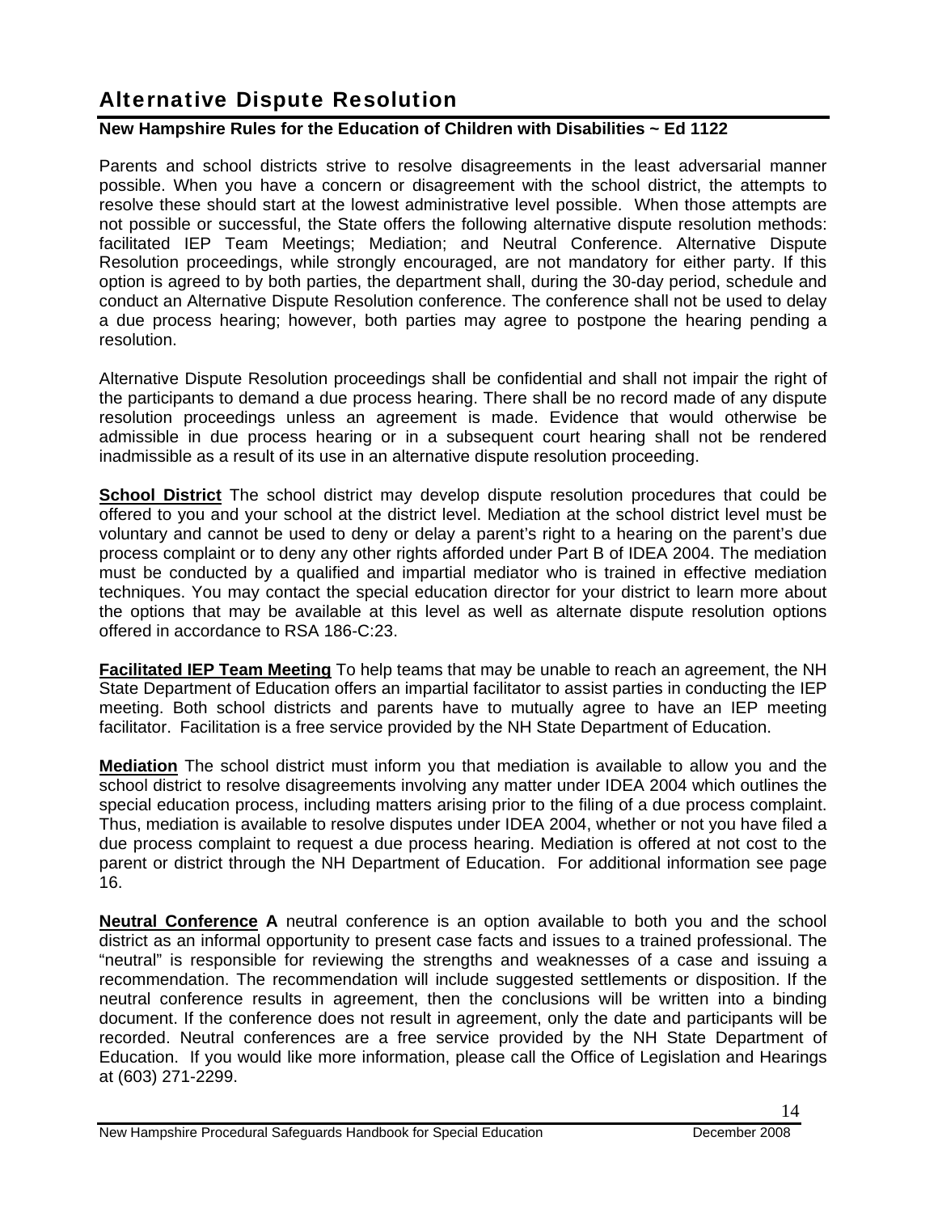# Alternative Dispute Resolution

**New Hampshire Rules for the Education of Children with Disabilities ~ Ed 1122**

Parents and school districts strive to resolve disagreements in the least adversarial manner possible. When you have a concern or disagreement with the school district, the attempts to resolve these should start at the lowest administrative level possible. When those attempts are not possible or successful, the State offers the following alternative dispute resolution methods: facilitated IEP Team Meetings; Mediation; and Neutral Conference. Alternative Dispute Resolution proceedings, while strongly encouraged, are not mandatory for either party. If this option is agreed to by both parties, the department shall, during the 30-day period, schedule and conduct an Alternative Dispute Resolution conference. The conference shall not be used to delay a due process hearing; however, both parties may agree to postpone the hearing pending a resolution.

Alternative Dispute Resolution proceedings shall be confidential and shall not impair the right of the participants to demand a due process hearing. There shall be no record made of any dispute resolution proceedings unless an agreement is made. Evidence that would otherwise be admissible in due process hearing or in a subsequent court hearing shall not be rendered inadmissible as a result of its use in an alternative dispute resolution proceeding.

**School District** The school district may develop dispute resolution procedures that could be offered to you and your school at the district level. Mediation at the school district level must be voluntary and cannot be used to deny or delay a parent's right to a hearing on the parent's due process complaint or to deny any other rights afforded under Part B of IDEA 2004. The mediation must be conducted by a qualified and impartial mediator who is trained in effective mediation techniques. You may contact the special education director for your district to learn more about the options that may be available at this level as well as alternate dispute resolution options offered in accordance to RSA 186-C:23.

**Facilitated IEP Team Meeting** To help teams that may be unable to reach an agreement, the NH State Department of Education offers an impartial facilitator to assist parties in conducting the IEP meeting. Both school districts and parents have to mutually agree to have an IEP meeting facilitator. Facilitation is a free service provided by the NH State Department of Education.

**Mediation** The school district must inform you that mediation is available to allow you and the school district to resolve disagreements involving any matter under IDEA 2004 which outlines the special education process, including matters arising prior to the filing of a due process complaint. Thus, mediation is available to resolve disputes under IDEA 2004, whether or not you have filed a due process complaint to request a due process hearing. Mediation is offered at not cost to the parent or district through the NH Department of Education. For additional information see page 16.

**Neutral Conference A** neutral conference is an option available to both you and the school district as an informal opportunity to present case facts and issues to a trained professional. The "neutral" is responsible for reviewing the strengths and weaknesses of a case and issuing a recommendation. The recommendation will include suggested settlements or disposition. If the neutral conference results in agreement, then the conclusions will be written into a binding document. If the conference does not result in agreement, only the date and participants will be recorded. Neutral conferences are a free service provided by the NH State Department of Education. If you would like more information, please call the Office of Legislation and Hearings at (603) 271-2299.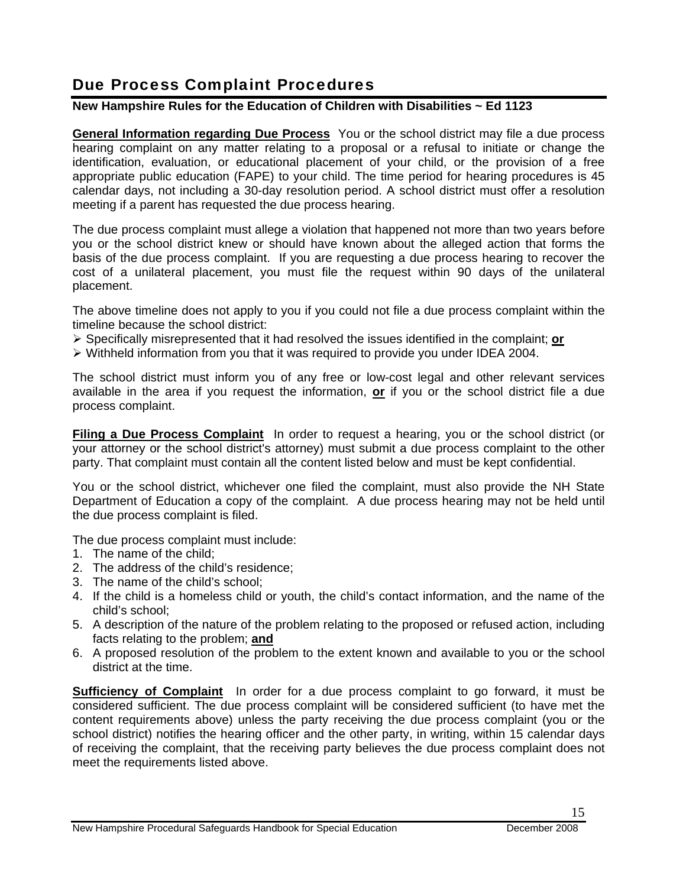# Due Process Complaint Procedures

**New Hampshire Rules for the Education of Children with Disabilities ~ Ed 1123**

**General Information regarding Due Process** You or the school district may file a due process hearing complaint on any matter relating to a proposal or a refusal to initiate or change the identification, evaluation, or educational placement of your child, or the provision of a free appropriate public education (FAPE) to your child. The time period for hearing procedures is 45 calendar days, not including a 30-day resolution period. A school district must offer a resolution meeting if a parent has requested the due process hearing.

The due process complaint must allege a violation that happened not more than two years before you or the school district knew or should have known about the alleged action that forms the basis of the due process complaint. If you are requesting a due process hearing to recover the cost of a unilateral placement, you must file the request within 90 days of the unilateral placement.

The above timeline does not apply to you if you could not file a due process complaint within the timeline because the school district:

- Specifically misrepresented that it had resolved the issues identified in the complaint; **or**
- Withheld information from you that it was required to provide you under IDEA 2004.

The school district must inform you of any free or low-cost legal and other relevant services available in the area if you request the information, **or** if you or the school district file a due process complaint.

**Filing a Due Process Complaint** In order to request a hearing, you or the school district (or your attorney or the school district's attorney) must submit a due process complaint to the other party. That complaint must contain all the content listed below and must be kept confidential.

You or the school district, whichever one filed the complaint, must also provide the NH State Department of Education a copy of the complaint. A due process hearing may not be held until the due process complaint is filed.

The due process complaint must include:

1. The name of the child;
2. The address of the child's residence;
3. The name of the child's school;
4. If the child is a homeless child or youth, the child's contact information, and the name of the child's school;
5. A description of the nature of the problem relating to the proposed or refused action, including facts relating to the problem; **and**
6. A proposed resolution of the problem to the extent known and available to you or the school district at the time.

**Sufficiency of Complaint** In order for a due process complaint to go forward, it must be considered sufficient. The due process complaint will be considered sufficient (to have met the content requirements above) unless the party receiving the due process complaint (you or the school district) notifies the hearing officer and the other party, in writing, within 15 calendar days of receiving the complaint, that the receiving party believes the due process complaint does not meet the requirements listed above.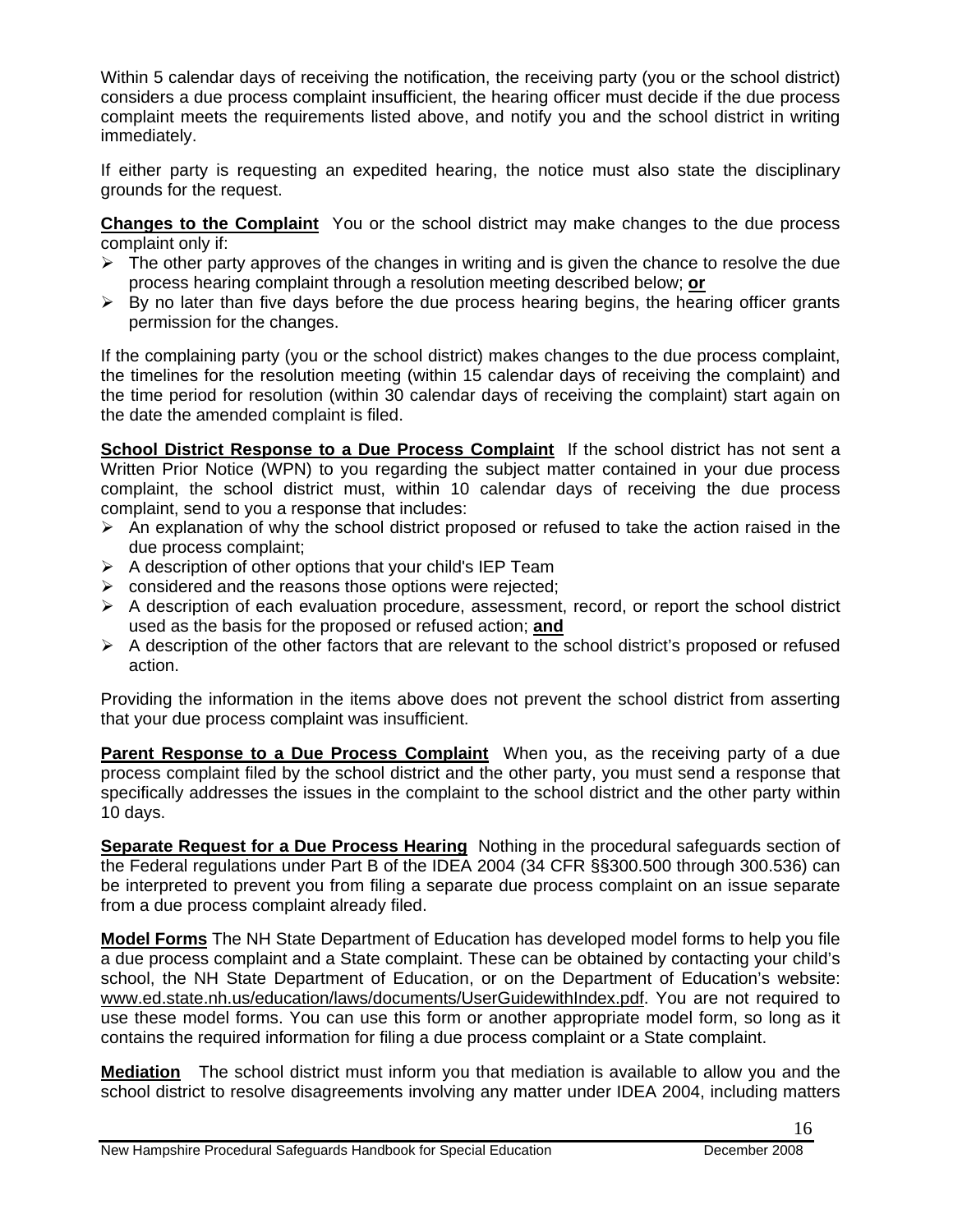Within 5 calendar days of receiving the notification, the receiving party (you or the school district) considers a due process complaint insufficient, the hearing officer must decide if the due process complaint meets the requirements listed above, and notify you and the school district in writing immediately.

If either party is requesting an expedited hearing, the notice must also state the disciplinary grounds for the request.

**Changes to the Complaint** You or the school district may make changes to the due process complaint only if:

- The other party approves of the changes in writing and is given the chance to resolve the due process hearing complaint through a resolution meeting described below; **or**
- By no later than five days before the due process hearing begins, the hearing officer grants permission for the changes.

If the complaining party (you or the school district) makes changes to the due process complaint, the timelines for the resolution meeting (within 15 calendar days of receiving the complaint) and the time period for resolution (within 30 calendar days of receiving the complaint) start again on the date the amended complaint is filed.

**School District Response to a Due Process Complaint** If the school district has not sent a Written Prior Notice (WPN) to you regarding the subject matter contained in your due process complaint, the school district must, within 10 calendar days of receiving the due process complaint, send to you a response that includes:

- An explanation of why the school district proposed or refused to take the action raised in the due process complaint;
- A description of other options that your child's IEP Team
- considered and the reasons those options were rejected;
- A description of each evaluation procedure, assessment, record, or report the school district used as the basis for the proposed or refused action; **and**
- A description of the other factors that are relevant to the school district's proposed or refused action.

Providing the information in the items above does not prevent the school district from asserting that your due process complaint was insufficient.

**Parent Response to a Due Process Complaint** When you, as the receiving party of a due process complaint filed by the school district and the other party, you must send a response that specifically addresses the issues in the complaint to the school district and the other party within 10 days.

**Separate Request for a Due Process Hearing** Nothing in the procedural safeguards section of the Federal regulations under Part B of the IDEA 2004 (34 CFR §§300.500 through 300.536) can be interpreted to prevent you from filing a separate due process complaint on an issue separate from a due process complaint already filed.

**Model Forms** The NH State Department of Education has developed model forms to help you file a due process complaint and a State complaint. These can be obtained by contacting your child's school, the NH State Department of Education, or on the Department of Education's website: www.ed.state.nh.us/education/laws/documents/UserGuidewithIndex.pdf. You are not required to use these model forms. You can use this form or another appropriate model form, so long as it contains the required information for filing a due process complaint or a State complaint.

**Mediation** The school district must inform you that mediation is available to allow you and the school district to resolve disagreements involving any matter under IDEA 2004, including matters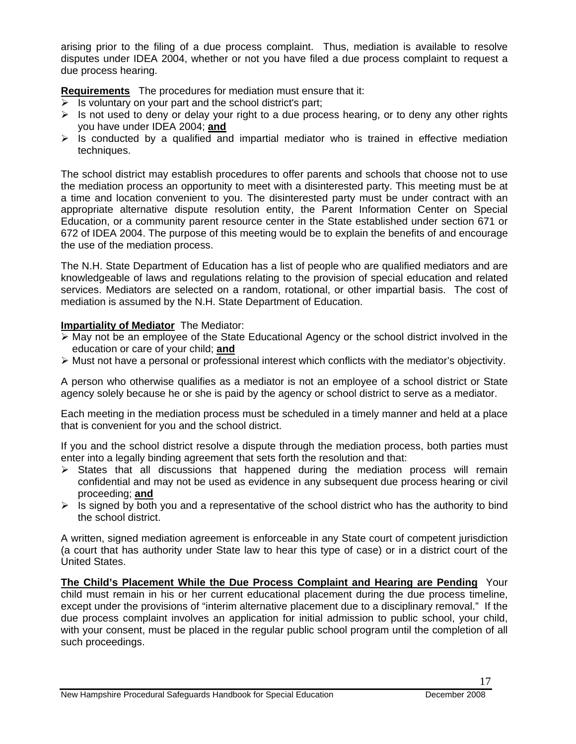arising prior to the filing of a due process complaint. Thus, mediation is available to resolve disputes under IDEA 2004, whether or not you have filed a due process complaint to request a due process hearing.

**Requirements** The procedures for mediation must ensure that it:

- Is voluntary on your part and the school district's part;
- Is not used to deny or delay your right to a due process hearing, or to deny any other rights you have under IDEA 2004; **and**
- Is conducted by a qualified and impartial mediator who is trained in effective mediation techniques.

The school district may establish procedures to offer parents and schools that choose not to use the mediation process an opportunity to meet with a disinterested party. This meeting must be at a time and location convenient to you. The disinterested party must be under contract with an appropriate alternative dispute resolution entity, the Parent Information Center on Special Education, or a community parent resource center in the State established under section 671 or 672 of IDEA 2004. The purpose of this meeting would be to explain the benefits of and encourage the use of the mediation process.

The N.H. State Department of Education has a list of people who are qualified mediators and are knowledgeable of laws and regulations relating to the provision of special education and related services. Mediators are selected on a random, rotational, or other impartial basis. The cost of mediation is assumed by the N.H. State Department of Education.

**Impartiality of Mediator** The Mediator:

- May not be an employee of the State Educational Agency or the school district involved in the education or care of your child; **and**
- Must not have a personal or professional interest which conflicts with the mediator's objectivity.

A person who otherwise qualifies as a mediator is not an employee of a school district or State agency solely because he or she is paid by the agency or school district to serve as a mediator.

Each meeting in the mediation process must be scheduled in a timely manner and held at a place that is convenient for you and the school district.

If you and the school district resolve a dispute through the mediation process, both parties must enter into a legally binding agreement that sets forth the resolution and that:

- States that all discussions that happened during the mediation process will remain confidential and may not be used as evidence in any subsequent due process hearing or civil proceeding; **and**
- Is signed by both you and a representative of the school district who has the authority to bind the school district.

A written, signed mediation agreement is enforceable in any State court of competent jurisdiction (a court that has authority under State law to hear this type of case) or in a district court of the United States.

**The Child's Placement While the Due Process Complaint and Hearing are Pending** Your child must remain in his or her current educational placement during the due process timeline, except under the provisions of "interim alternative placement due to a disciplinary removal." If the due process complaint involves an application for initial admission to public school, your child, with your consent, must be placed in the regular public school program until the completion of all such proceedings.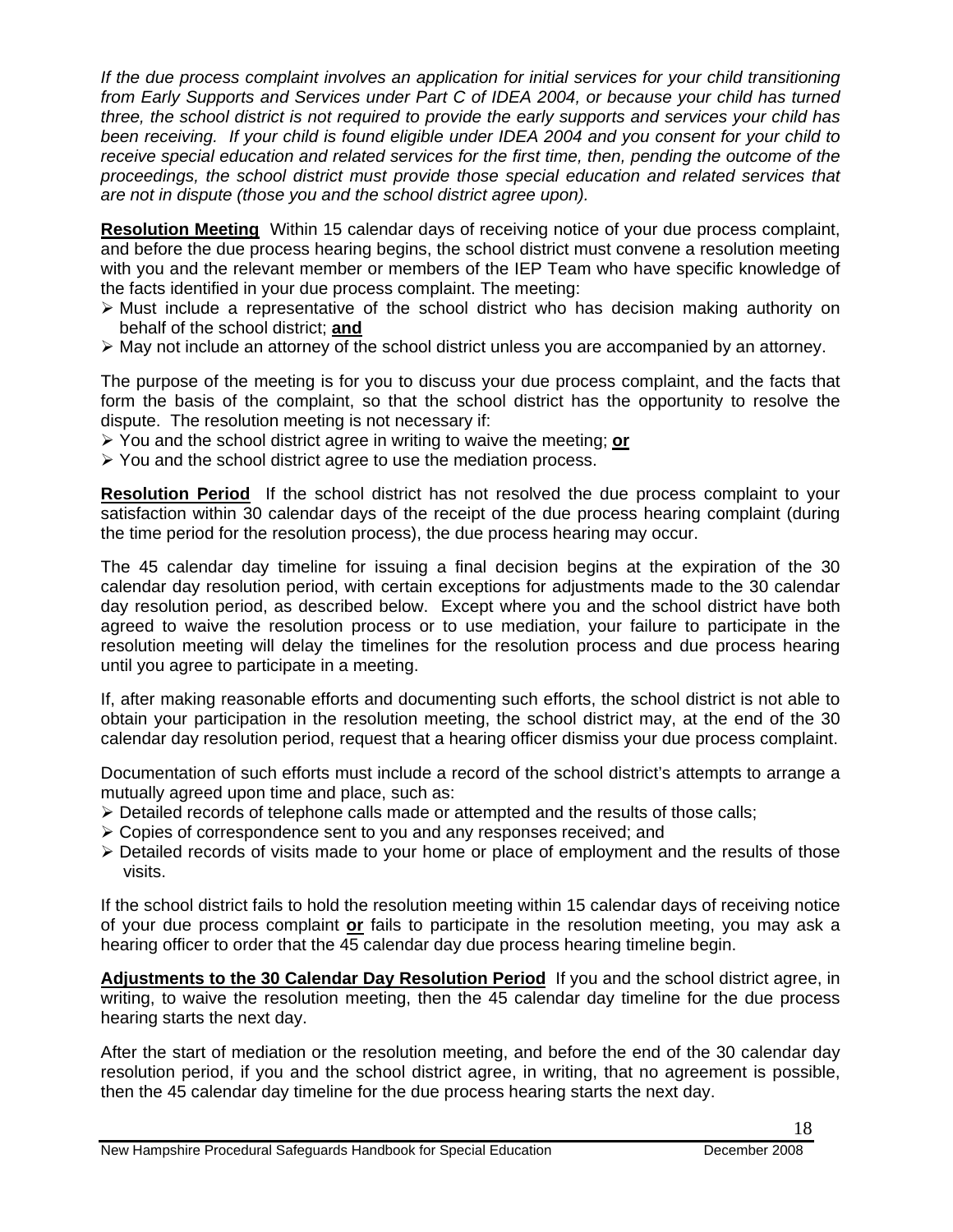*If the due process complaint involves an application for initial services for your child transitioning from Early Supports and Services under Part C of IDEA 2004, or because your child has turned three, the school district is not required to provide the early supports and services your child has been receiving. If your child is found eligible under IDEA 2004 and you consent for your child to receive special education and related services for the first time, then, pending the outcome of the proceedings, the school district must provide those special education and related services that are not in dispute (those you and the school district agree upon).*

**Resolution Meeting** Within 15 calendar days of receiving notice of your due process complaint, and before the due process hearing begins, the school district must convene a resolution meeting with you and the relevant member or members of the IEP Team who have specific knowledge of the facts identified in your due process complaint. The meeting:

- Must include a representative of the school district who has decision making authority on behalf of the school district; **and**
- May not include an attorney of the school district unless you are accompanied by an attorney.

The purpose of the meeting is for you to discuss your due process complaint, and the facts that form the basis of the complaint, so that the school district has the opportunity to resolve the dispute. The resolution meeting is not necessary if:

- You and the school district agree in writing to waive the meeting; **or**
- You and the school district agree to use the mediation process.

**Resolution Period** If the school district has not resolved the due process complaint to your satisfaction within 30 calendar days of the receipt of the due process hearing complaint (during the time period for the resolution process), the due process hearing may occur.

The 45 calendar day timeline for issuing a final decision begins at the expiration of the 30 calendar day resolution period, with certain exceptions for adjustments made to the 30 calendar day resolution period, as described below. Except where you and the school district have both agreed to waive the resolution process or to use mediation, your failure to participate in the resolution meeting will delay the timelines for the resolution process and due process hearing until you agree to participate in a meeting.

If, after making reasonable efforts and documenting such efforts, the school district is not able to obtain your participation in the resolution meeting, the school district may, at the end of the 30 calendar day resolution period, request that a hearing officer dismiss your due process complaint.

Documentation of such efforts must include a record of the school district's attempts to arrange a mutually agreed upon time and place, such as:

- Detailed records of telephone calls made or attempted and the results of those calls;
- Copies of correspondence sent to you and any responses received; and
- Detailed records of visits made to your home or place of employment and the results of those visits.

If the school district fails to hold the resolution meeting within 15 calendar days of receiving notice of your due process complaint **or** fails to participate in the resolution meeting, you may ask a hearing officer to order that the 45 calendar day due process hearing timeline begin.

**Adjustments to the 30 Calendar Day Resolution Period** If you and the school district agree, in writing, to waive the resolution meeting, then the 45 calendar day timeline for the due process hearing starts the next day.

After the start of mediation or the resolution meeting, and before the end of the 30 calendar day resolution period, if you and the school district agree, in writing, that no agreement is possible, then the 45 calendar day timeline for the due process hearing starts the next day.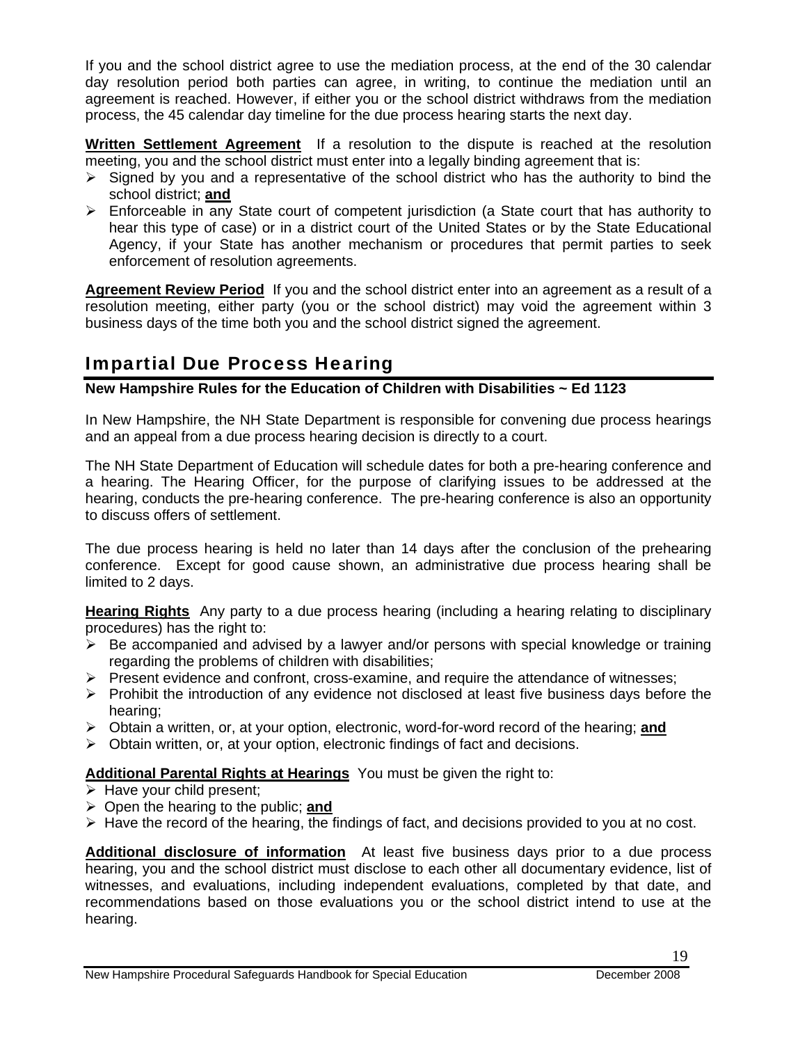If you and the school district agree to use the mediation process, at the end of the 30 calendar day resolution period both parties can agree, in writing, to continue the mediation until an agreement is reached. However, if either you or the school district withdraws from the mediation process, the 45 calendar day timeline for the due process hearing starts the next day.

**Written Settlement Agreement** If a resolution to the dispute is reached at the resolution meeting, you and the school district must enter into a legally binding agreement that is:

- Signed by you and a representative of the school district who has the authority to bind the school district; **and**
- Enforceable in any State court of competent jurisdiction (a State court that has authority to hear this type of case) or in a district court of the United States or by the State Educational Agency, if your State has another mechanism or procedures that permit parties to seek enforcement of resolution agreements.

**Agreement Review Period** If you and the school district enter into an agreement as a result of a resolution meeting, either party (you or the school district) may void the agreement within 3 business days of the time both you and the school district signed the agreement.

## Impartial Due Process Hearing

**New Hampshire Rules for the Education of Children with Disabilities ~ Ed 1123**

In New Hampshire, the NH State Department is responsible for convening due process hearings and an appeal from a due process hearing decision is directly to a court.

The NH State Department of Education will schedule dates for both a pre-hearing conference and a hearing. The Hearing Officer, for the purpose of clarifying issues to be addressed at the hearing, conducts the pre-hearing conference. The pre-hearing conference is also an opportunity to discuss offers of settlement.

The due process hearing is held no later than 14 days after the conclusion of the prehearing conference. Except for good cause shown, an administrative due process hearing shall be limited to 2 days.

**Hearing Rights** Any party to a due process hearing (including a hearing relating to disciplinary procedures) has the right to:

- Be accompanied and advised by a lawyer and/or persons with special knowledge or training regarding the problems of children with disabilities;
- Present evidence and confront, cross-examine, and require the attendance of witnesses;
- Prohibit the introduction of any evidence not disclosed at least five business days before the hearing;
- Obtain a written, or, at your option, electronic, word-for-word record of the hearing; **and**
- Obtain written, or, at your option, electronic findings of fact and decisions.

**Additional Parental Rights at Hearings** You must be given the right to:

- Have your child present;
- Open the hearing to the public; **and**
- Have the record of the hearing, the findings of fact, and decisions provided to you at no cost.

**Additional disclosure of information** At least five business days prior to a due process hearing, you and the school district must disclose to each other all documentary evidence, list of witnesses, and evaluations, including independent evaluations, completed by that date, and recommendations based on those evaluations you or the school district intend to use at the hearing.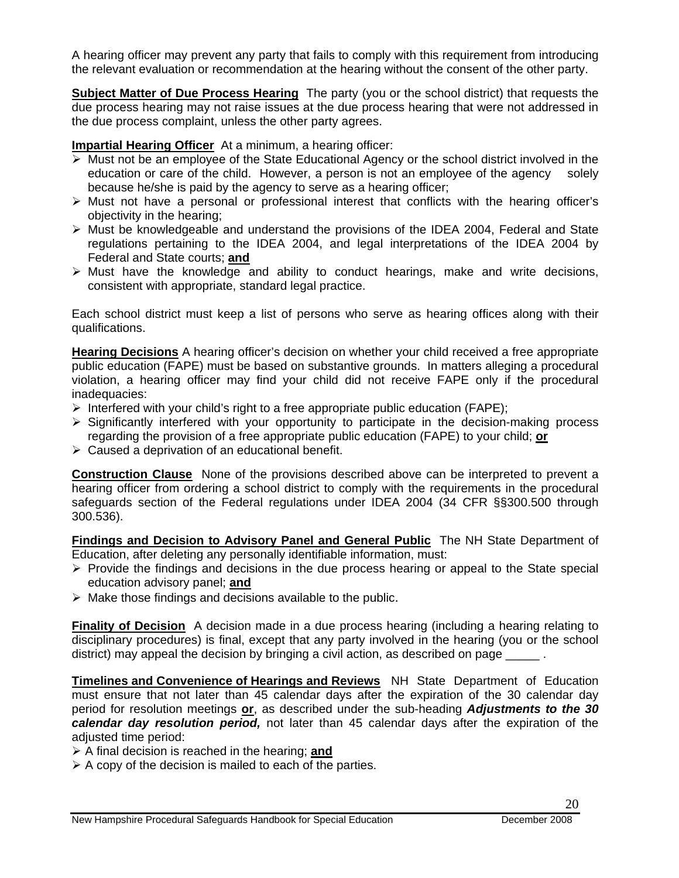A hearing officer may prevent any party that fails to comply with this requirement from introducing the relevant evaluation or recommendation at the hearing without the consent of the other party.

**Subject Matter of Due Process Hearing** The party (you or the school district) that requests the due process hearing may not raise issues at the due process hearing that were not addressed in the due process complaint, unless the other party agrees.

**Impartial Hearing Officer** At a minimum, a hearing officer:

- Must not be an employee of the State Educational Agency or the school district involved in the education or care of the child. However, a person is not an employee of the agency solely because he/she is paid by the agency to serve as a hearing officer;
- Must not have a personal or professional interest that conflicts with the hearing officer's objectivity in the hearing;
- Must be knowledgeable and understand the provisions of the IDEA 2004, Federal and State regulations pertaining to the IDEA 2004, and legal interpretations of the IDEA 2004 by Federal and State courts; **and**
- Must have the knowledge and ability to conduct hearings, make and write decisions, consistent with appropriate, standard legal practice.

Each school district must keep a list of persons who serve as hearing offices along with their qualifications.

**Hearing Decisions** A hearing officer's decision on whether your child received a free appropriate public education (FAPE) must be based on substantive grounds. In matters alleging a procedural violation, a hearing officer may find your child did not receive FAPE only if the procedural inadequacies:

- Interfered with your child's right to a free appropriate public education (FAPE);
- Significantly interfered with your opportunity to participate in the decision-making process regarding the provision of a free appropriate public education (FAPE) to your child; **or**
- Caused a deprivation of an educational benefit.

**Construction Clause** None of the provisions described above can be interpreted to prevent a hearing officer from ordering a school district to comply with the requirements in the procedural safeguards section of the Federal regulations under IDEA 2004 (34 CFR §§300.500 through 300.536).

**Findings and Decision to Advisory Panel and General Public** The NH State Department of Education, after deleting any personally identifiable information, must:

- Provide the findings and decisions in the due process hearing or appeal to the State special education advisory panel; **and**
- Make those findings and decisions available to the public.

**Finality of Decision** A decision made in a due process hearing (including a hearing relating to disciplinary procedures) is final, except that any party involved in the hearing (you or the school district) may appeal the decision by bringing a civil action, as described on page _____ .

**Timelines and Convenience of Hearings and Reviews** NH State Department of Education must ensure that not later than 45 calendar days after the expiration of the 30 calendar day period for resolution meetings **or**, as described under the sub-heading ***Adjustments to the 30 calendar day resolution period,*** not later than 45 calendar days after the expiration of the adjusted time period:

- A final decision is reached in the hearing; **and**
- A copy of the decision is mailed to each of the parties.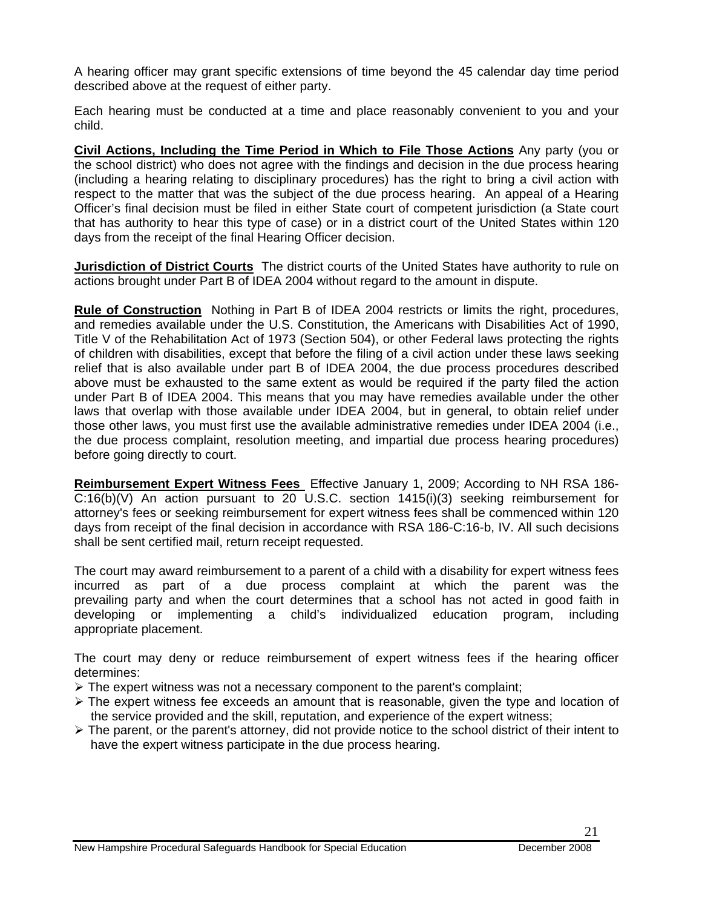A hearing officer may grant specific extensions of time beyond the 45 calendar day time period described above at the request of either party.

Each hearing must be conducted at a time and place reasonably convenient to you and your child.

**Civil Actions, Including the Time Period in Which to File Those Actions** Any party (you or the school district) who does not agree with the findings and decision in the due process hearing (including a hearing relating to disciplinary procedures) has the right to bring a civil action with respect to the matter that was the subject of the due process hearing. An appeal of a Hearing Officer's final decision must be filed in either State court of competent jurisdiction (a State court that has authority to hear this type of case) or in a district court of the United States within 120 days from the receipt of the final Hearing Officer decision.

**Jurisdiction of District Courts** The district courts of the United States have authority to rule on actions brought under Part B of IDEA 2004 without regard to the amount in dispute.

**Rule of Construction** Nothing in Part B of IDEA 2004 restricts or limits the right, procedures, and remedies available under the U.S. Constitution, the Americans with Disabilities Act of 1990, Title V of the Rehabilitation Act of 1973 (Section 504), or other Federal laws protecting the rights of children with disabilities, except that before the filing of a civil action under these laws seeking relief that is also available under part B of IDEA 2004, the due process procedures described above must be exhausted to the same extent as would be required if the party filed the action under Part B of IDEA 2004. This means that you may have remedies available under the other laws that overlap with those available under IDEA 2004, but in general, to obtain relief under those other laws, you must first use the available administrative remedies under IDEA 2004 (i.e., the due process complaint, resolution meeting, and impartial due process hearing procedures) before going directly to court.

**Reimbursement Expert Witness Fees** Effective January 1, 2009; According to NH RSA 186-C:16(b)(V) An action pursuant to 20 U.S.C. section 1415(i)(3) seeking reimbursement for attorney's fees or seeking reimbursement for expert witness fees shall be commenced within 120 days from receipt of the final decision in accordance with RSA 186-C:16-b, IV. All such decisions shall be sent certified mail, return receipt requested.

The court may award reimbursement to a parent of a child with a disability for expert witness fees incurred as part of a due process complaint at which the parent was the prevailing party and when the court determines that a school has not acted in good faith in developing or implementing a child's individualized education program, including appropriate placement.

The court may deny or reduce reimbursement of expert witness fees if the hearing officer determines:

- The expert witness was not a necessary component to the parent's complaint;
- The expert witness fee exceeds an amount that is reasonable, given the type and location of the service provided and the skill, reputation, and experience of the expert witness;
- The parent, or the parent's attorney, did not provide notice to the school district of their intent to have the expert witness participate in the due process hearing.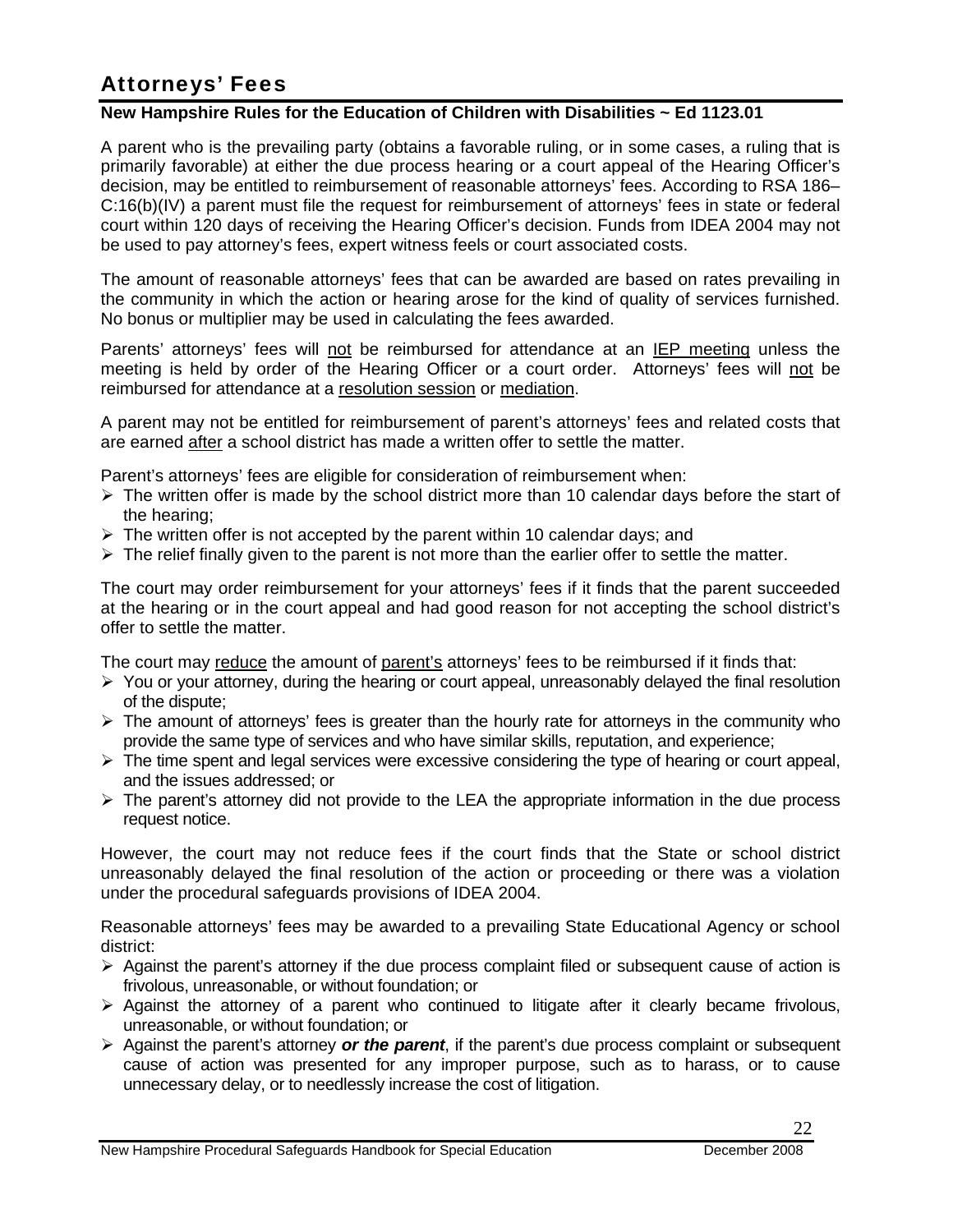# Attorneys' Fees

**New Hampshire Rules for the Education of Children with Disabilities ~ Ed 1123.01**

A parent who is the prevailing party (obtains a favorable ruling, or in some cases, a ruling that is primarily favorable) at either the due process hearing or a court appeal of the Hearing Officer's decision, may be entitled to reimbursement of reasonable attorneys' fees. According to RSA 186–C:16(b)(IV) a parent must file the request for reimbursement of attorneys' fees in state or federal court within 120 days of receiving the Hearing Officer's decision. Funds from IDEA 2004 may not be used to pay attorney's fees, expert witness feels or court associated costs.

The amount of reasonable attorneys' fees that can be awarded are based on rates prevailing in the community in which the action or hearing arose for the kind of quality of services furnished. No bonus or multiplier may be used in calculating the fees awarded.

Parents' attorneys' fees will not be reimbursed for attendance at an IEP meeting unless the meeting is held by order of the Hearing Officer or a court order. Attorneys' fees will not be reimbursed for attendance at a resolution session or mediation.

A parent may not be entitled for reimbursement of parent's attorneys' fees and related costs that are earned after a school district has made a written offer to settle the matter.

Parent's attorneys' fees are eligible for consideration of reimbursement when:

- The written offer is made by the school district more than 10 calendar days before the start of the hearing;
- The written offer is not accepted by the parent within 10 calendar days; and
- The relief finally given to the parent is not more than the earlier offer to settle the matter.

The court may order reimbursement for your attorneys' fees if it finds that the parent succeeded at the hearing or in the court appeal and had good reason for not accepting the school district's offer to settle the matter.

The court may reduce the amount of parent's attorneys' fees to be reimbursed if it finds that:

- You or your attorney, during the hearing or court appeal, unreasonably delayed the final resolution of the dispute;
- The amount of attorneys' fees is greater than the hourly rate for attorneys in the community who provide the same type of services and who have similar skills, reputation, and experience;
- The time spent and legal services were excessive considering the type of hearing or court appeal, and the issues addressed; or
- The parent's attorney did not provide to the LEA the appropriate information in the due process request notice.

However, the court may not reduce fees if the court finds that the State or school district unreasonably delayed the final resolution of the action or proceeding or there was a violation under the procedural safeguards provisions of IDEA 2004.

Reasonable attorneys' fees may be awarded to a prevailing State Educational Agency or school district:

- Against the parent's attorney if the due process complaint filed or subsequent cause of action is frivolous, unreasonable, or without foundation; or
- Against the attorney of a parent who continued to litigate after it clearly became frivolous, unreasonable, or without foundation; or
- Against the parent's attorney ***or the parent***, if the parent's due process complaint or subsequent cause of action was presented for any improper purpose, such as to harass, or to cause unnecessary delay, or to needlessly increase the cost of litigation.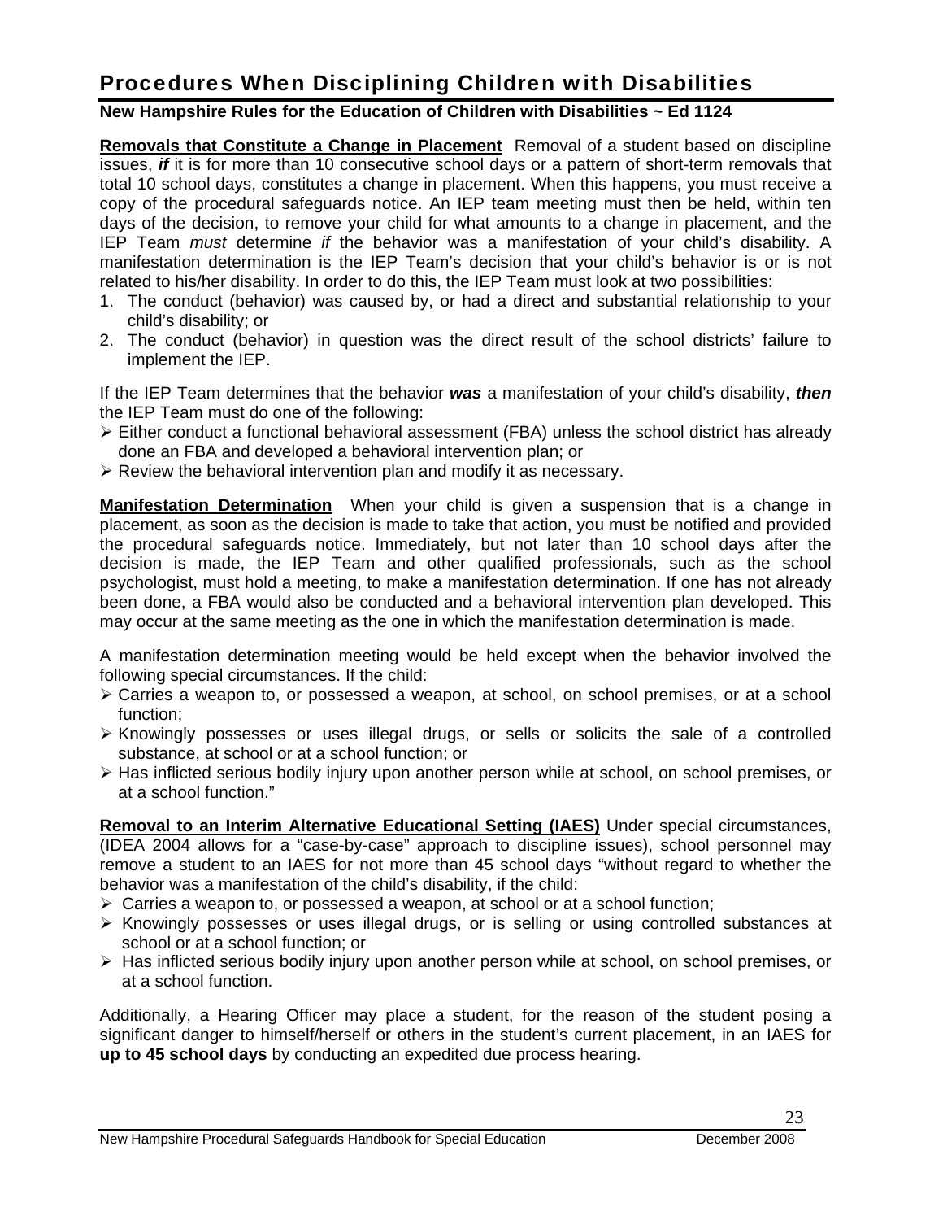## Procedures When Disciplining Children with Disabilities

**New Hampshire Rules for the Education of Children with Disabilities ~ Ed 1124**

**Removals that Constitute a Change in Placement** Removal of a student based on discipline issues, ***if*** it is for more than 10 consecutive school days or a pattern of short-term removals that total 10 school days, constitutes a change in placement. When this happens, you must receive a copy of the procedural safeguards notice. An IEP team meeting must then be held, within ten days of the decision, to remove your child for what amounts to a change in placement, and the IEP Team *must* determine *if* the behavior was a manifestation of your child's disability. A manifestation determination is the IEP Team's decision that your child's behavior is or is not related to his/her disability. In order to do this, the IEP Team must look at two possibilities:

1. The conduct (behavior) was caused by, or had a direct and substantial relationship to your child's disability; or
2. The conduct (behavior) in question was the direct result of the school districts' failure to implement the IEP.

If the IEP Team determines that the behavior ***was*** a manifestation of your child's disability, ***then*** the IEP Team must do one of the following:

- Either conduct a functional behavioral assessment (FBA) unless the school district has already done an FBA and developed a behavioral intervention plan; or
- Review the behavioral intervention plan and modify it as necessary.

**Manifestation Determination** When your child is given a suspension that is a change in placement, as soon as the decision is made to take that action, you must be notified and provided the procedural safeguards notice. Immediately, but not later than 10 school days after the decision is made, the IEP Team and other qualified professionals, such as the school psychologist, must hold a meeting, to make a manifestation determination. If one has not already been done, a FBA would also be conducted and a behavioral intervention plan developed. This may occur at the same meeting as the one in which the manifestation determination is made.

A manifestation determination meeting would be held except when the behavior involved the following special circumstances. If the child:

- Carries a weapon to, or possessed a weapon, at school, on school premises, or at a school function;
- Knowingly possesses or uses illegal drugs, or sells or solicits the sale of a controlled substance, at school or at a school function; or
- Has inflicted serious bodily injury upon another person while at school, on school premises, or at a school function."

**Removal to an Interim Alternative Educational Setting (IAES)** Under special circumstances, (IDEA 2004 allows for a "case-by-case" approach to discipline issues), school personnel may remove a student to an IAES for not more than 45 school days "without regard to whether the behavior was a manifestation of the child's disability, if the child:

- Carries a weapon to, or possessed a weapon, at school or at a school function;
- Knowingly possesses or uses illegal drugs, or is selling or using controlled substances at school or at a school function; or
- Has inflicted serious bodily injury upon another person while at school, on school premises, or at a school function.

Additionally, a Hearing Officer may place a student, for the reason of the student posing a significant danger to himself/herself or others in the student's current placement, in an IAES for **up to 45 school days** by conducting an expedited due process hearing.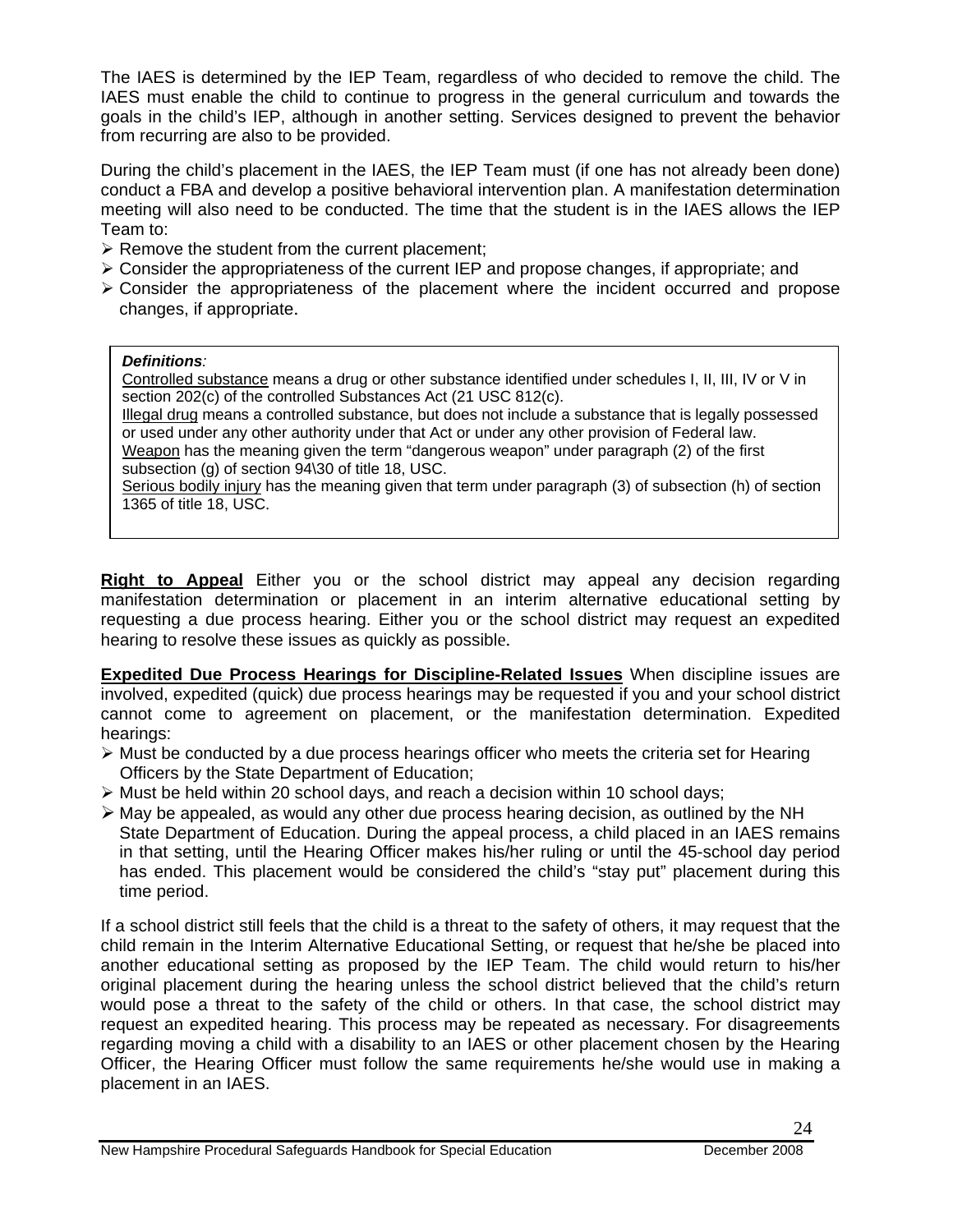The IAES is determined by the IEP Team, regardless of who decided to remove the child. The IAES must enable the child to continue to progress in the general curriculum and towards the goals in the child's IEP, although in another setting. Services designed to prevent the behavior from recurring are also to be provided.

During the child's placement in the IAES, the IEP Team must (if one has not already been done) conduct a FBA and develop a positive behavioral intervention plan. A manifestation determination meeting will also need to be conducted. The time that the student is in the IAES allows the IEP Team to:

- Remove the student from the current placement;
- Consider the appropriateness of the current IEP and propose changes, if appropriate; and
- Consider the appropriateness of the placement where the incident occurred and propose changes, if appropriate.

> ***Definitions*:**
> Controlled substance means a drug or other substance identified under schedules I, II, III, IV or V in section 202(c) of the controlled Substances Act (21 USC 812(c).
> Illegal drug means a controlled substance, but does not include a substance that is legally possessed or used under any other authority under that Act or under any other provision of Federal law.
> Weapon has the meaning given the term "dangerous weapon" under paragraph (2) of the first subsection (g) of section 94\30 of title 18, USC.
> Serious bodily injury has the meaning given that term under paragraph (3) of subsection (h) of section 1365 of title 18, USC.

**Right to Appeal** Either you or the school district may appeal any decision regarding manifestation determination or placement in an interim alternative educational setting by requesting a due process hearing. Either you or the school district may request an expedited hearing to resolve these issues as quickly as possible.

**Expedited Due Process Hearings for Discipline-Related Issues** When discipline issues are involved, expedited (quick) due process hearings may be requested if you and your school district cannot come to agreement on placement, or the manifestation determination. Expedited hearings:

- Must be conducted by a due process hearings officer who meets the criteria set for Hearing Officers by the State Department of Education;
- Must be held within 20 school days, and reach a decision within 10 school days;
- May be appealed, as would any other due process hearing decision, as outlined by the NH State Department of Education. During the appeal process, a child placed in an IAES remains in that setting, until the Hearing Officer makes his/her ruling or until the 45-school day period has ended. This placement would be considered the child's "stay put" placement during this time period.

If a school district still feels that the child is a threat to the safety of others, it may request that the child remain in the Interim Alternative Educational Setting, or request that he/she be placed into another educational setting as proposed by the IEP Team. The child would return to his/her original placement during the hearing unless the school district believed that the child's return would pose a threat to the safety of the child or others. In that case, the school district may request an expedited hearing. This process may be repeated as necessary. For disagreements regarding moving a child with a disability to an IAES or other placement chosen by the Hearing Officer, the Hearing Officer must follow the same requirements he/she would use in making a placement in an IAES.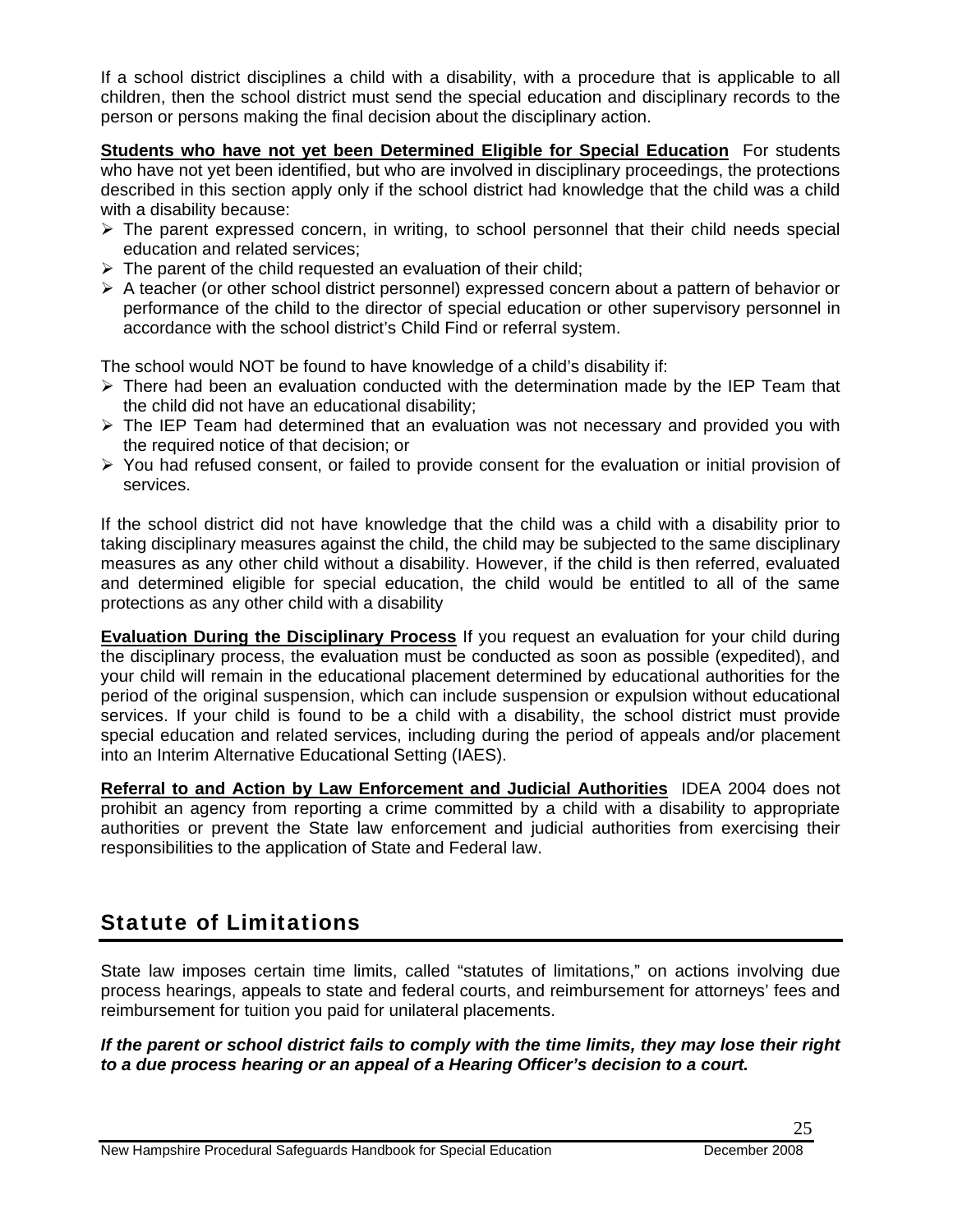If a school district disciplines a child with a disability, with a procedure that is applicable to all children, then the school district must send the special education and disciplinary records to the person or persons making the final decision about the disciplinary action.

**Students who have not yet been Determined Eligible for Special Education** For students who have not yet been identified, but who are involved in disciplinary proceedings, the protections described in this section apply only if the school district had knowledge that the child was a child with a disability because:

- The parent expressed concern, in writing, to school personnel that their child needs special education and related services;
- The parent of the child requested an evaluation of their child;
- A teacher (or other school district personnel) expressed concern about a pattern of behavior or performance of the child to the director of special education or other supervisory personnel in accordance with the school district's Child Find or referral system.

The school would NOT be found to have knowledge of a child's disability if:

- There had been an evaluation conducted with the determination made by the IEP Team that the child did not have an educational disability;
- The IEP Team had determined that an evaluation was not necessary and provided you with the required notice of that decision; or
- You had refused consent, or failed to provide consent for the evaluation or initial provision of services.

If the school district did not have knowledge that the child was a child with a disability prior to taking disciplinary measures against the child, the child may be subjected to the same disciplinary measures as any other child without a disability. However, if the child is then referred, evaluated and determined eligible for special education, the child would be entitled to all of the same protections as any other child with a disability

**Evaluation During the Disciplinary Process** If you request an evaluation for your child during the disciplinary process, the evaluation must be conducted as soon as possible (expedited), and your child will remain in the educational placement determined by educational authorities for the period of the original suspension, which can include suspension or expulsion without educational services. If your child is found to be a child with a disability, the school district must provide special education and related services, including during the period of appeals and/or placement into an Interim Alternative Educational Setting (IAES).

**Referral to and Action by Law Enforcement and Judicial Authorities** IDEA 2004 does not prohibit an agency from reporting a crime committed by a child with a disability to appropriate authorities or prevent the State law enforcement and judicial authorities from exercising their responsibilities to the application of State and Federal law.

## Statute of Limitations

State law imposes certain time limits, called "statutes of limitations," on actions involving due process hearings, appeals to state and federal courts, and reimbursement for attorneys' fees and reimbursement for tuition you paid for unilateral placements.

***If the parent or school district fails to comply with the time limits, they may lose their right to a due process hearing or an appeal of a Hearing Officer's decision to a court.***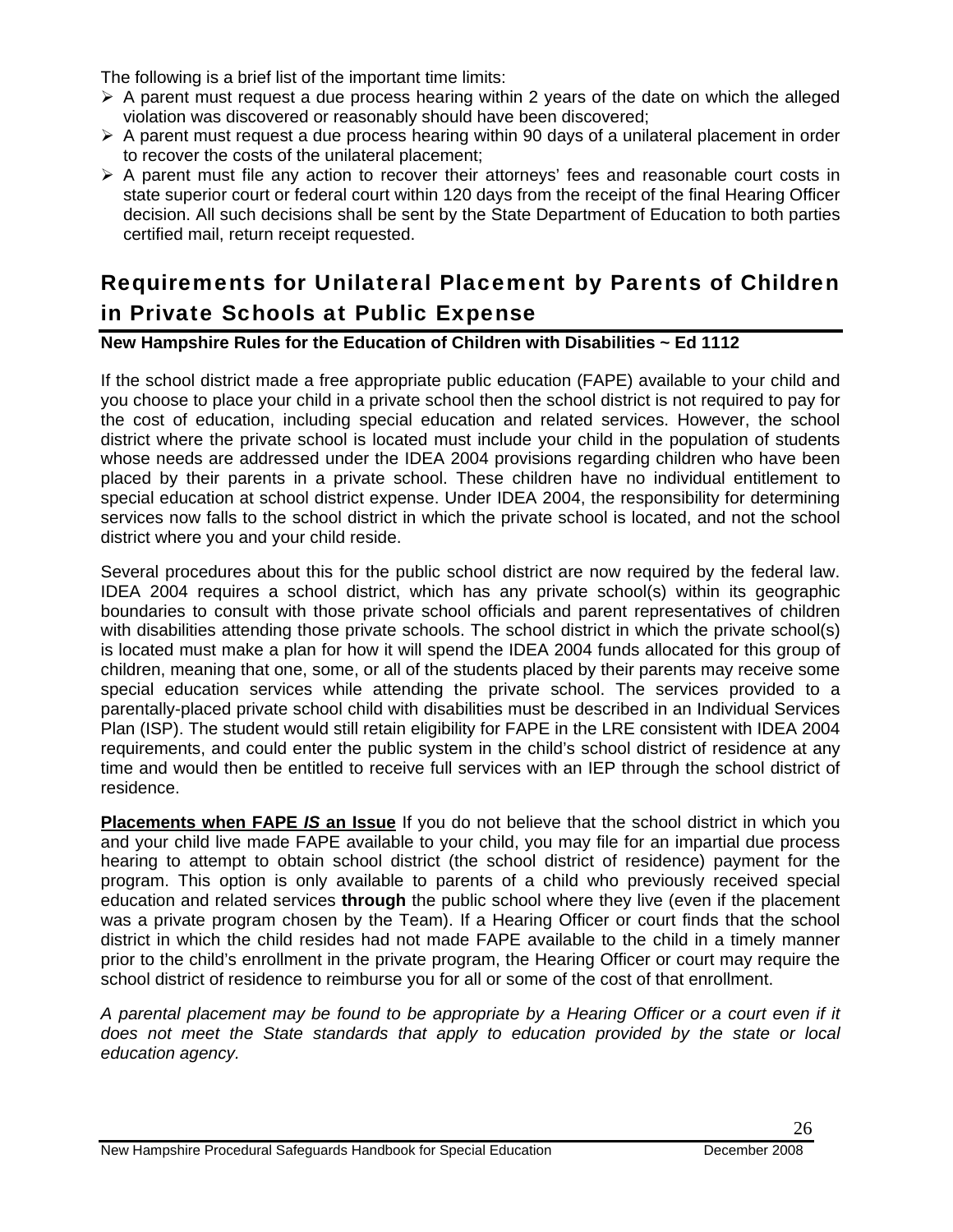The following is a brief list of the important time limits:

- A parent must request a due process hearing within 2 years of the date on which the alleged violation was discovered or reasonably should have been discovered;
- A parent must request a due process hearing within 90 days of a unilateral placement in order to recover the costs of the unilateral placement;
- A parent must file any action to recover their attorneys' fees and reasonable court costs in state superior court or federal court within 120 days from the receipt of the final Hearing Officer decision. All such decisions shall be sent by the State Department of Education to both parties certified mail, return receipt requested.

## Requirements for Unilateral Placement by Parents of Children in Private Schools at Public Expense

**New Hampshire Rules for the Education of Children with Disabilities ~ Ed 1112**

If the school district made a free appropriate public education (FAPE) available to your child and you choose to place your child in a private school then the school district is not required to pay for the cost of education, including special education and related services. However, the school district where the private school is located must include your child in the population of students whose needs are addressed under the IDEA 2004 provisions regarding children who have been placed by their parents in a private school. These children have no individual entitlement to special education at school district expense. Under IDEA 2004, the responsibility for determining services now falls to the school district in which the private school is located, and not the school district where you and your child reside.

Several procedures about this for the public school district are now required by the federal law. IDEA 2004 requires a school district, which has any private school(s) within its geographic boundaries to consult with those private school officials and parent representatives of children with disabilities attending those private schools. The school district in which the private school(s) is located must make a plan for how it will spend the IDEA 2004 funds allocated for this group of children, meaning that one, some, or all of the students placed by their parents may receive some special education services while attending the private school. The services provided to a parentally-placed private school child with disabilities must be described in an Individual Services Plan (ISP). The student would still retain eligibility for FAPE in the LRE consistent with IDEA 2004 requirements, and could enter the public system in the child's school district of residence at any time and would then be entitled to receive full services with an IEP through the school district of residence.

**Placements when FAPE *IS* an Issue** If you do not believe that the school district in which you and your child live made FAPE available to your child, you may file for an impartial due process hearing to attempt to obtain school district (the school district of residence) payment for the program. This option is only available to parents of a child who previously received special education and related services **through** the public school where they live (even if the placement was a private program chosen by the Team). If a Hearing Officer or court finds that the school district in which the child resides had not made FAPE available to the child in a timely manner prior to the child's enrollment in the private program, the Hearing Officer or court may require the school district of residence to reimburse you for all or some of the cost of that enrollment.

*A parental placement may be found to be appropriate by a Hearing Officer or a court even if it does not meet the State standards that apply to education provided by the state or local education agency.*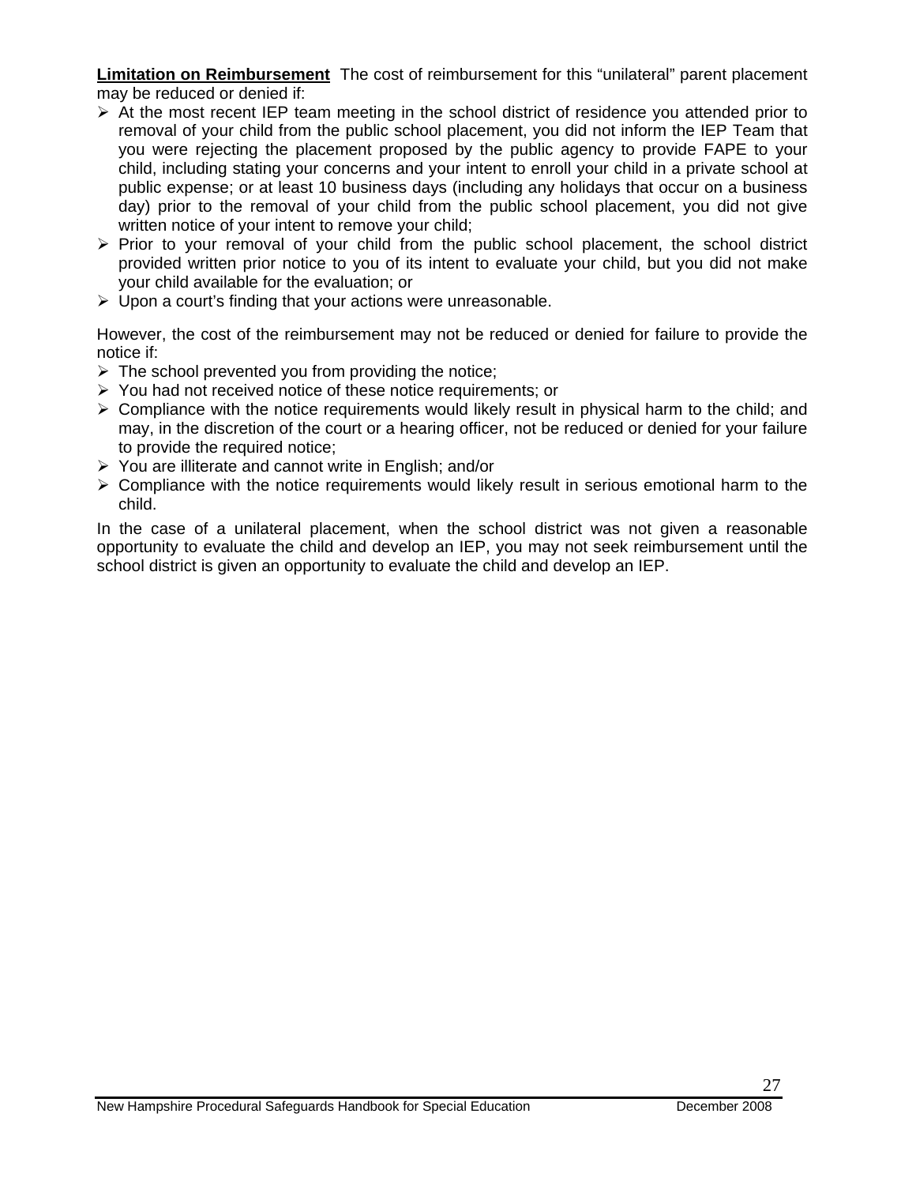**Limitation on Reimbursement** The cost of reimbursement for this “unilateral” parent placement may be reduced or denied if:

- At the most recent IEP team meeting in the school district of residence you attended prior to removal of your child from the public school placement, you did not inform the IEP Team that you were rejecting the placement proposed by the public agency to provide FAPE to your child, including stating your concerns and your intent to enroll your child in a private school at public expense; or at least 10 business days (including any holidays that occur on a business day) prior to the removal of your child from the public school placement, you did not give written notice of your intent to remove your child;
- Prior to your removal of your child from the public school placement, the school district provided written prior notice to you of its intent to evaluate your child, but you did not make your child available for the evaluation; or
- Upon a court’s finding that your actions were unreasonable.

However, the cost of the reimbursement may not be reduced or denied for failure to provide the notice if:

- The school prevented you from providing the notice;
- You had not received notice of these notice requirements; or
- Compliance with the notice requirements would likely result in physical harm to the child; and may, in the discretion of the court or a hearing officer, not be reduced or denied for your failure to provide the required notice;
- You are illiterate and cannot write in English; and/or
- Compliance with the notice requirements would likely result in serious emotional harm to the child.

In the case of a unilateral placement, when the school district was not given a reasonable opportunity to evaluate the child and develop an IEP, you may not seek reimbursement until the school district is given an opportunity to evaluate the child and develop an IEP.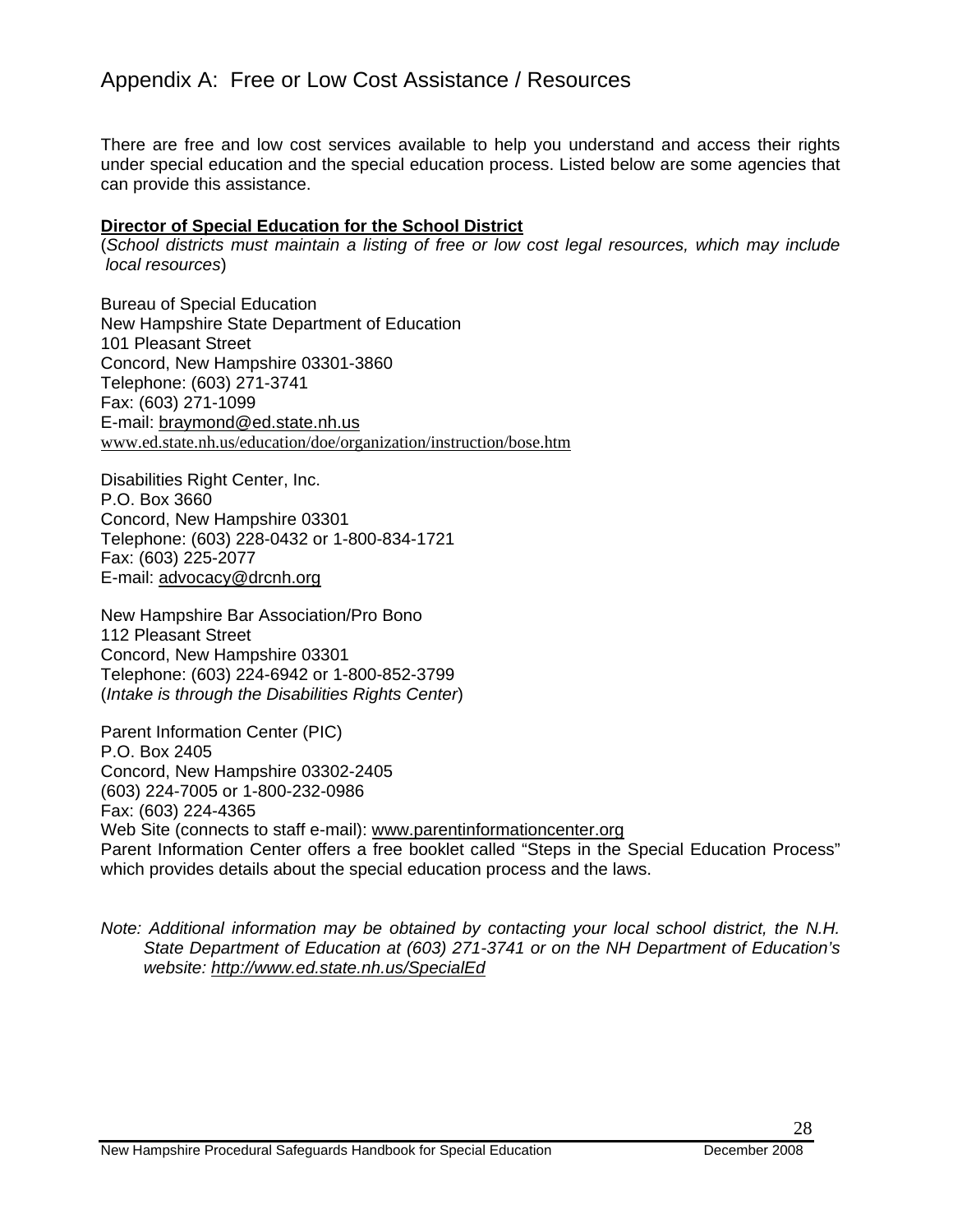# Appendix A: Free or Low Cost Assistance / Resources

There are free and low cost services available to help you understand and access their rights under special education and the special education process. Listed below are some agencies that can provide this assistance.

**Director of Special Education for the School District**
(*School districts must maintain a listing of free or low cost legal resources, which may include local resources*)

Bureau of Special Education
New Hampshire State Department of Education
101 Pleasant Street
Concord, New Hampshire 03301-3860
Telephone: (603) 271-3741
Fax: (603) 271-1099
E-mail: braymond@ed.state.nh.us
www.ed.state.nh.us/education/doe/organization/instruction/bose.htm

Disabilities Right Center, Inc.
P.O. Box 3660
Concord, New Hampshire 03301
Telephone: (603) 228-0432 or 1-800-834-1721
Fax: (603) 225-2077
E-mail: advocacy@drcnh.org

New Hampshire Bar Association/Pro Bono
112 Pleasant Street
Concord, New Hampshire 03301
Telephone: (603) 224-6942 or 1-800-852-3799
(*Intake is through the Disabilities Rights Center*)

Parent Information Center (PIC)
P.O. Box 2405
Concord, New Hampshire 03302-2405
(603) 224-7005 or 1-800-232-0986
Fax: (603) 224-4365
Web Site (connects to staff e-mail): www.parentinformationcenter.org
Parent Information Center offers a free booklet called "Steps in the Special Education Process" which provides details about the special education process and the laws.

*Note: Additional information may be obtained by contacting your local school district, the N.H. State Department of Education at (603) 271-3741 or on the NH Department of Education's website: http://www.ed.state.nh.us/SpecialEd*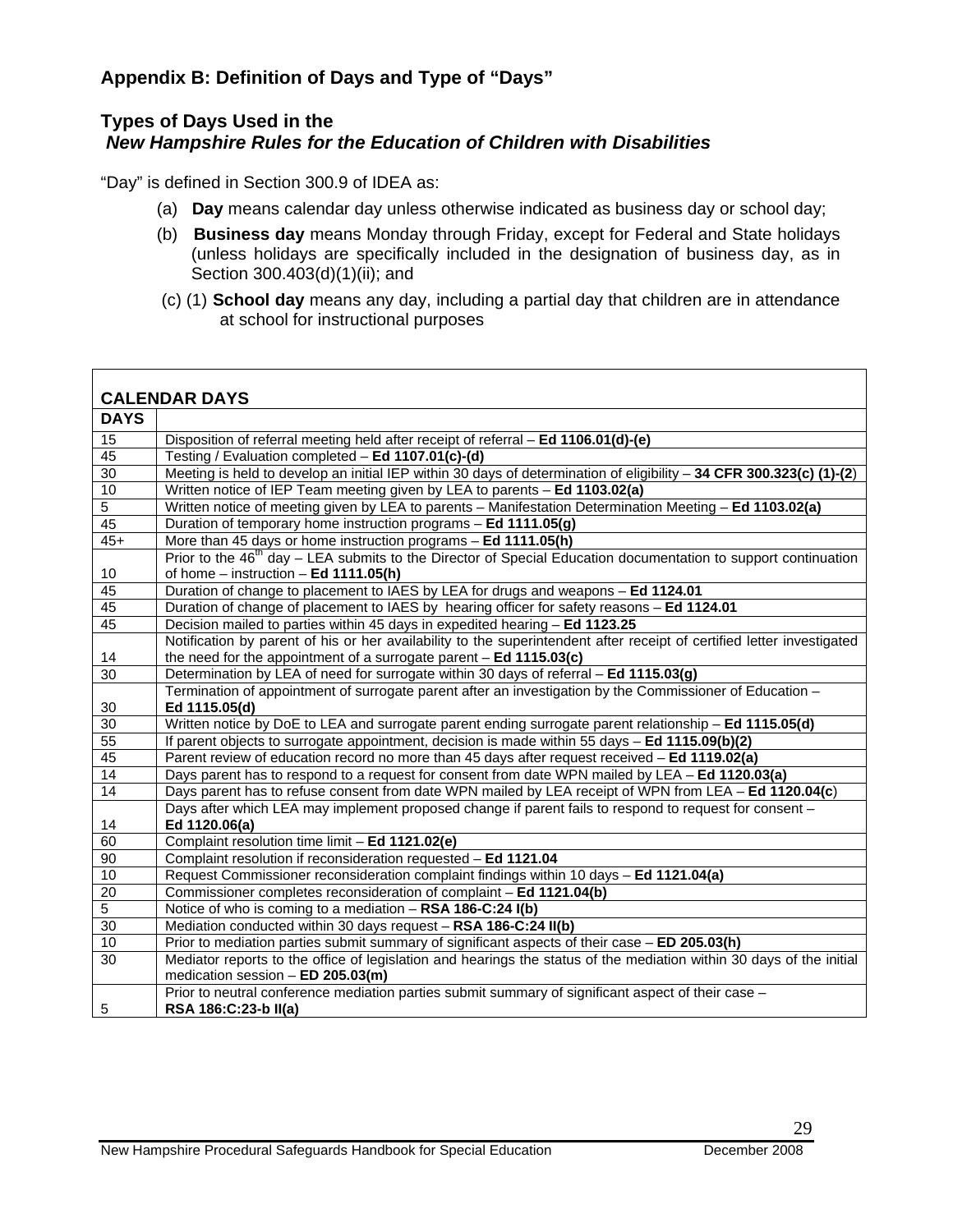## Appendix B: Definition of Days and Type of "Days"

### Types of Days Used in the *New Hampshire Rules for the Education of Children with Disabilities*

"Day" is defined in Section 300.9 of IDEA as:

(a) **Day** means calendar day unless otherwise indicated as business day or school day;

(b) **Business day** means Monday through Friday, except for Federal and State holidays (unless holidays are specifically included in the designation of business day, as in Section 300.403(d)(1)(ii); and

(c) (1) **School day** means any day, including a partial day that children are in attendance at school for instructional purposes

| **CALENDAR DAYS** | |
|---|---|
| **DAYS** | |
| 15 | Disposition of referral meeting held after receipt of referral – **Ed 1106.01(d)-(e)** |
| 45 | Testing / Evaluation completed – **Ed 1107.01(c)-(d)** |
| 30 | Meeting is held to develop an initial IEP within 30 days of determination of eligibility – **34 CFR 300.323(c) (1)-(2)** |
| 10 | Written notice of IEP Team meeting given by LEA to parents – **Ed 1103.02(a)** |
| 5 | Written notice of meeting given by LEA to parents – Manifestation Determination Meeting – **Ed 1103.02(a)** |
| 45 | Duration of temporary home instruction programs – **Ed 1111.05(g)** |
| 45+ | More than 45 days or home instruction programs – **Ed 1111.05(h)** |
| 10 | Prior to the 46th day – LEA submits to the Director of Special Education documentation to support continuation of home – instruction – **Ed 1111.05(h)** |
| 45 | Duration of change to placement to IAES by LEA for drugs and weapons – **Ed 1124.01** |
| 45 | Duration of change of placement to IAES by hearing officer for safety reasons – **Ed 1124.01** |
| 45 | Decision mailed to parties within 45 days in expedited hearing – **Ed 1123.25** |
| 14 | Notification by parent of his or her availability to the superintendent after receipt of certified letter investigated the need for the appointment of a surrogate parent – **Ed 1115.03(c)** |
| 30 | Determination by LEA of need for surrogate within 30 days of referral – **Ed 1115.03(g)** |
| 30 | Termination of appointment of surrogate parent after an investigation by the Commissioner of Education – **Ed 1115.05(d)** |
| 30 | Written notice by DoE to LEA and surrogate parent ending surrogate parent relationship – **Ed 1115.05(d)** |
| 55 | If parent objects to surrogate appointment, decision is made within 55 days – **Ed 1115.09(b)(2)** |
| 45 | Parent review of education record no more than 45 days after request received – **Ed 1119.02(a)** |
| 14 | Days parent has to respond to a request for consent from date WPN mailed by LEA – **Ed 1120.03(a)** |
| 14 | Days parent has to refuse consent from date WPN mailed by LEA receipt of WPN from LEA – **Ed 1120.04(c)** |
| 14 | Days after which LEA may implement proposed change if parent fails to respond to request for consent – **Ed 1120.06(a)** |
| 60 | Complaint resolution time limit – **Ed 1121.02(e)** |
| 90 | Complaint resolution if reconsideration requested – **Ed 1121.04** |
| 10 | Request Commissioner reconsideration complaint findings within 10 days – **Ed 1121.04(a)** |
| 20 | Commissioner completes reconsideration of complaint – **Ed 1121.04(b)** |
| 5 | Notice of who is coming to a mediation – **RSA 186-C:24 I(b)** |
| 30 | Mediation conducted within 30 days request – **RSA 186-C:24 II(b)** |
| 10 | Prior to mediation parties submit summary of significant aspects of their case – **ED 205.03(h)** |
| 30 | Mediator reports to the office of legislation and hearings the status of the mediation within 30 days of the initial medication session – **ED 205.03(m)** |
| 5 | Prior to neutral conference mediation parties submit summary of significant aspect of their case – **RSA 186:C:23-b II(a)** |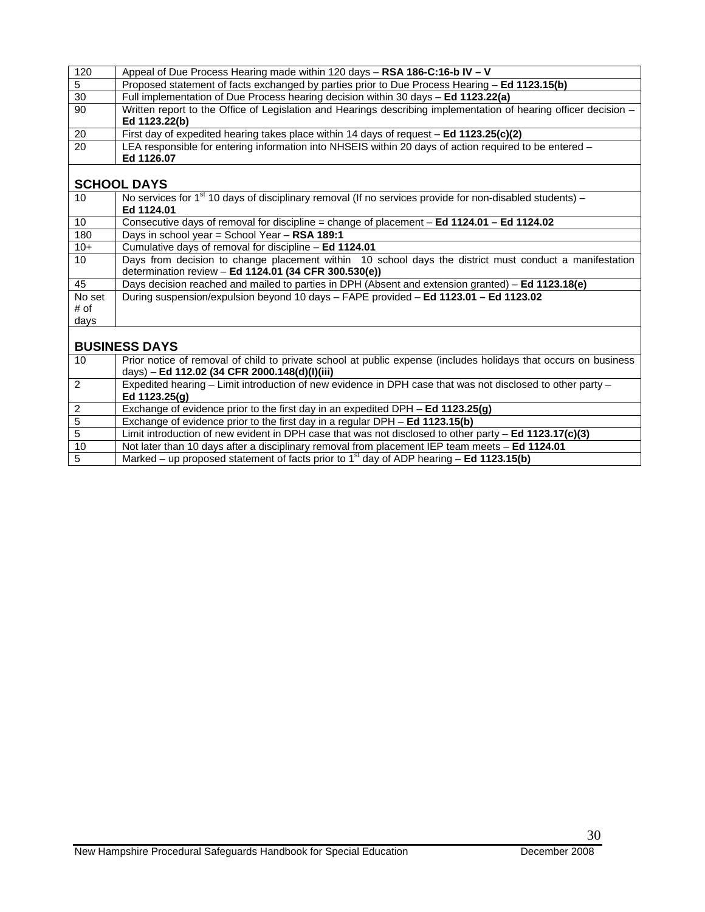| | |
|---|---|
| 120 | Appeal of Due Process Hearing made within 120 days – **RSA 186-C:16-b IV – V** |
| 5 | Proposed statement of facts exchanged by parties prior to Due Process Hearing – **Ed 1123.15(b)** |
| 30 | Full implementation of Due Process hearing decision within 30 days – **Ed 1123.22(a)** |
| 90 | Written report to the Office of Legislation and Hearings describing implementation of hearing officer decision – **Ed 1123.22(b)** |
| 20 | First day of expedited hearing takes place within 14 days of request – **Ed 1123.25(c)(2)** |
| 20 | LEA responsible for entering information into NHSEIS within 20 days of action required to be entered – **Ed 1126.07** |

## SCHOOL DAYS

| | |
|---|---|
| 10 | No services for 1st 10 days of disciplinary removal (If no services provide for non-disabled students) – **Ed 1124.01** |
| 10 | Consecutive days of removal for discipline = change of placement – **Ed 1124.01 – Ed 1124.02** |
| 180 | Days in school year = School Year – **RSA 189:1** |
| 10+ | Cumulative days of removal for discipline – **Ed 1124.01** |
| 10 | Days from decision to change placement within 10 school days the district must conduct a manifestation determination review – **Ed 1124.01 (34 CFR 300.530(e))** |
| 45 | Days decision reached and mailed to parties in DPH (Absent and extension granted) – **Ed 1123.18(e)** |
| No set # of days | During suspension/expulsion beyond 10 days – FAPE provided – **Ed 1123.01 – Ed 1123.02** |

## BUSINESS DAYS

| | |
|---|---|
| 10 | Prior notice of removal of child to private school at public expense (includes holidays that occurs on business days) – **Ed 112.02 (34 CFR 2000.148(d)(l)(iii)** |
| 2 | Expedited hearing – Limit introduction of new evidence in DPH case that was not disclosed to other party – **Ed 1123.25(g)** |
| 2 | Exchange of evidence prior to the first day in an expedited DPH – **Ed 1123.25(g)** |
| 5 | Exchange of evidence prior to the first day in a regular DPH – **Ed 1123.15(b)** |
| 5 | Limit introduction of new evident in DPH case that was not disclosed to other party – **Ed 1123.17(c)(3)** |
| 10 | Not later than 10 days after a disciplinary removal from placement IEP team meets – **Ed 1124.01** |
| 5 | Marked – up proposed statement of facts prior to 1st day of ADP hearing – **Ed 1123.15(b)** |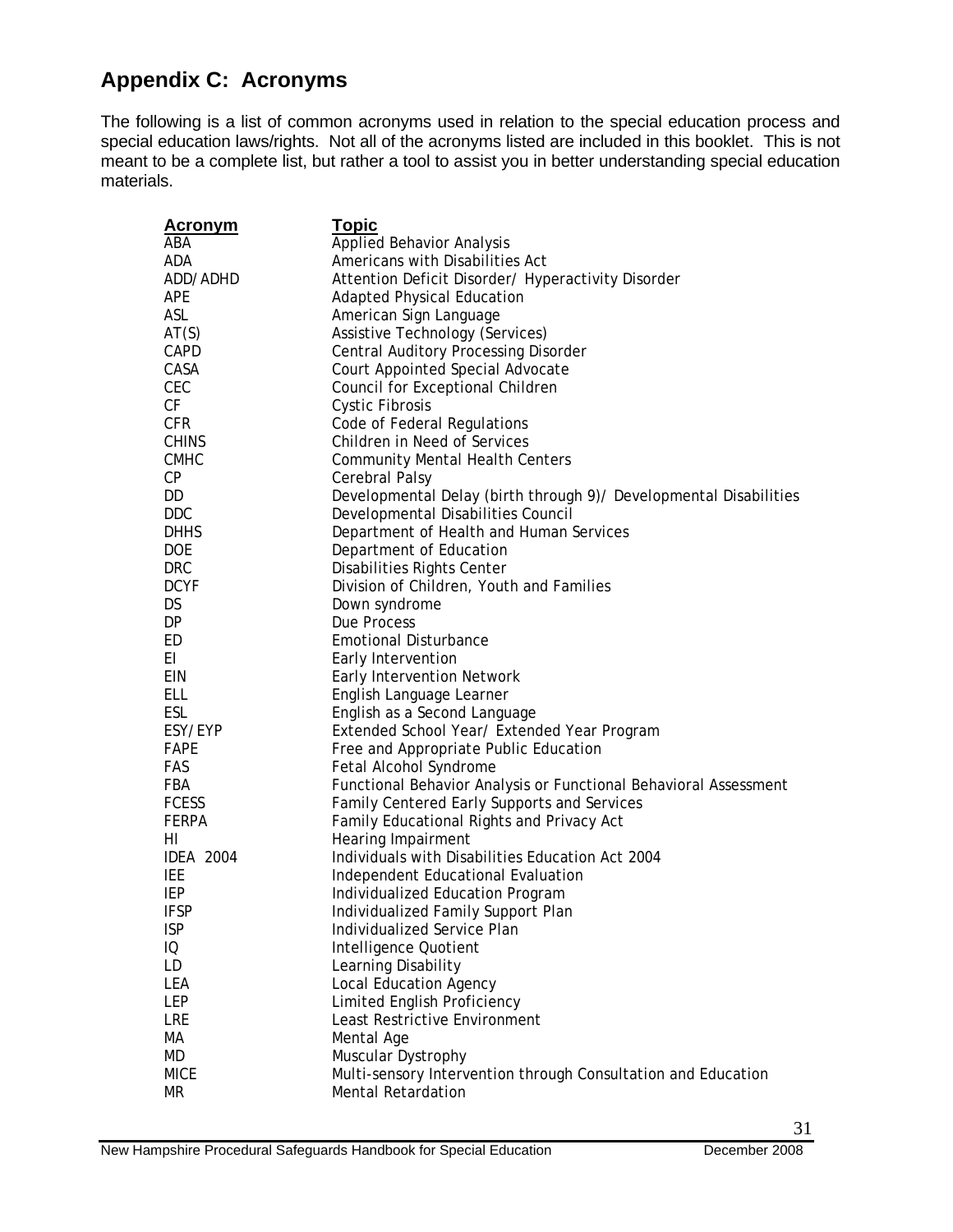## Appendix C: Acronyms

The following is a list of common acronyms used in relation to the special education process and special education laws/rights. Not all of the acronyms listed are included in this booklet. This is not meant to be a complete list, but rather a tool to assist you in better understanding special education materials.

| Acronym | Topic |
|---|---|
| ABA | Applied Behavior Analysis |
| ADA | Americans with Disabilities Act |
| ADD/ADHD | Attention Deficit Disorder/ Hyperactivity Disorder |
| APE | Adapted Physical Education |
| ASL | American Sign Language |
| AT(S) | Assistive Technology (Services) |
| CAPD | Central Auditory Processing Disorder |
| CASA | Court Appointed Special Advocate |
| CEC | Council for Exceptional Children |
| CF | Cystic Fibrosis |
| CFR | Code of Federal Regulations |
| CHINS | Children in Need of Services |
| CMHC | Community Mental Health Centers |
| CP | Cerebral Palsy |
| DD | Developmental Delay (birth through 9)/ Developmental Disabilities |
| DDC | Developmental Disabilities Council |
| DHHS | Department of Health and Human Services |
| DOE | Department of Education |
| DRC | Disabilities Rights Center |
| DCYF | Division of Children, Youth and Families |
| DS | Down syndrome |
| DP | Due Process |
| ED | Emotional Disturbance |
| EI | Early Intervention |
| EIN | Early Intervention Network |
| ELL | English Language Learner |
| ESL | English as a Second Language |
| ESY/EYP | Extended School Year/ Extended Year Program |
| FAPE | Free and Appropriate Public Education |
| FAS | Fetal Alcohol Syndrome |
| FBA | Functional Behavior Analysis or Functional Behavioral Assessment |
| FCESS | Family Centered Early Supports and Services |
| FERPA | Family Educational Rights and Privacy Act |
| HI | Hearing Impairment |
| IDEA 2004 | Individuals with Disabilities Education Act 2004 |
| IEE | Independent Educational Evaluation |
| IEP | Individualized Education Program |
| IFSP | Individualized Family Support Plan |
| ISP | Individualized Service Plan |
| IQ | Intelligence Quotient |
| LD | Learning Disability |
| LEA | Local Education Agency |
| LEP | Limited English Proficiency |
| LRE | Least Restrictive Environment |
| MA | Mental Age |
| MD | Muscular Dystrophy |
| MICE | Multi-sensory Intervention through Consultation and Education |
| MR | Mental Retardation |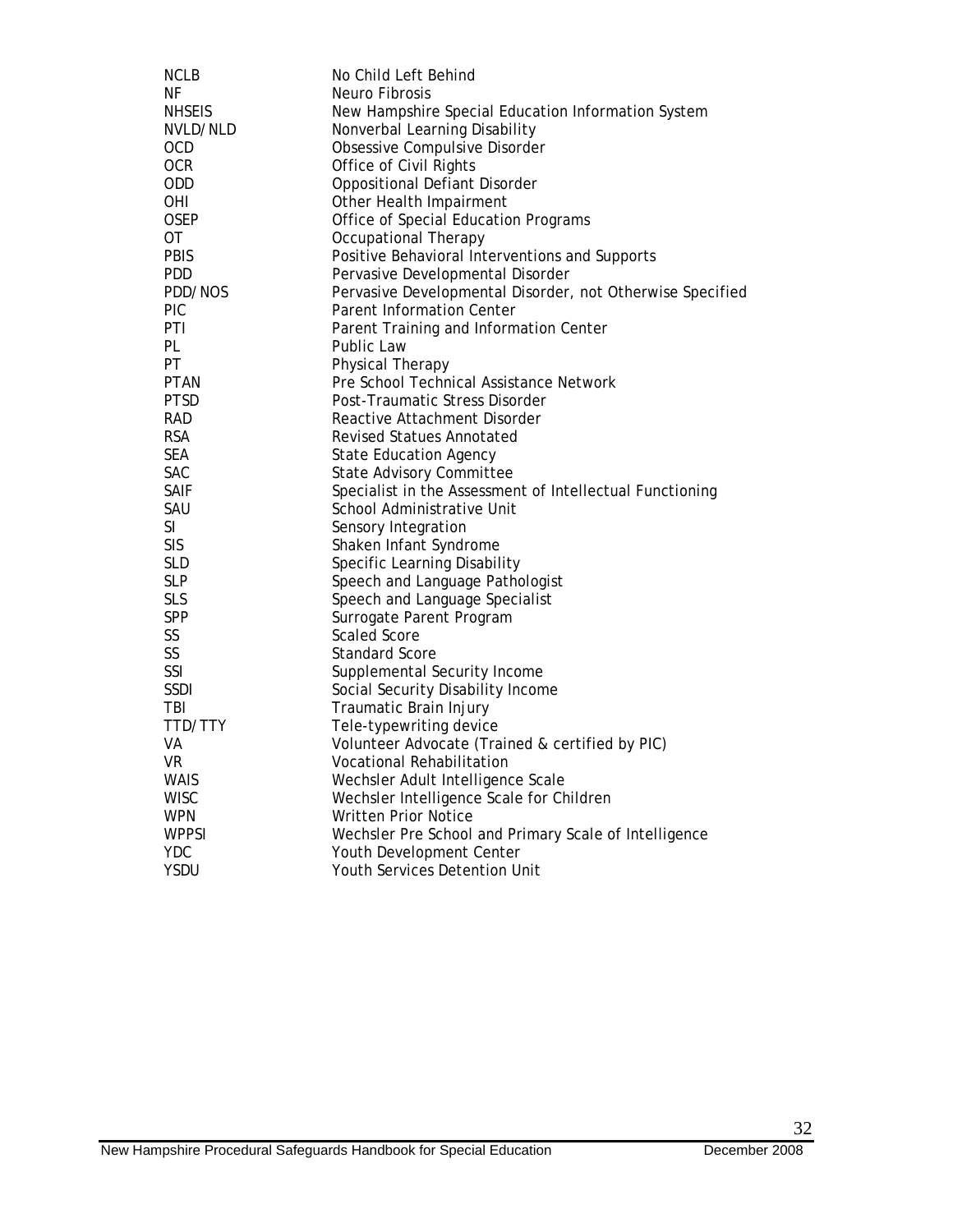| | |
|---|---|
| NCLB | No Child Left Behind |
| NF | Neuro Fibrosis |
| NHSEIS | New Hampshire Special Education Information System |
| NVLD/NLD | Nonverbal Learning Disability |
| OCD | Obsessive Compulsive Disorder |
| OCR | Office of Civil Rights |
| ODD | Oppositional Defiant Disorder |
| OHI | Other Health Impairment |
| OSEP | Office of Special Education Programs |
| OT | Occupational Therapy |
| PBIS | Positive Behavioral Interventions and Supports |
| PDD | Pervasive Developmental Disorder |
| PDD/NOS | Pervasive Developmental Disorder, not Otherwise Specified |
| PIC | Parent Information Center |
| PTI | Parent Training and Information Center |
| PL | Public Law |
| PT | Physical Therapy |
| PTAN | Pre School Technical Assistance Network |
| PTSD | Post-Traumatic Stress Disorder |
| RAD | Reactive Attachment Disorder |
| RSA | Revised Statues Annotated |
| SEA | State Education Agency |
| SAC | State Advisory Committee |
| SAIF | Specialist in the Assessment of Intellectual Functioning |
| SAU | School Administrative Unit |
| SI | Sensory Integration |
| SIS | Shaken Infant Syndrome |
| SLD | Specific Learning Disability |
| SLP | Speech and Language Pathologist |
| SLS | Speech and Language Specialist |
| SPP | Surrogate Parent Program |
| SS | Scaled Score |
| SS | Standard Score |
| SSI | Supplemental Security Income |
| SSDI | Social Security Disability Income |
| TBI | Traumatic Brain Injury |
| TTD/TTY | Tele-typewriting device |
| VA | Volunteer Advocate (Trained & certified by PIC) |
| VR | Vocational Rehabilitation |
| WAIS | Wechsler Adult Intelligence Scale |
| WISC | Wechsler Intelligence Scale for Children |
| WPN | Written Prior Notice |
| WPPSI | Wechsler Pre School and Primary Scale of Intelligence |
| YDC | Youth Development Center |
| YSDU | Youth Services Detention Unit |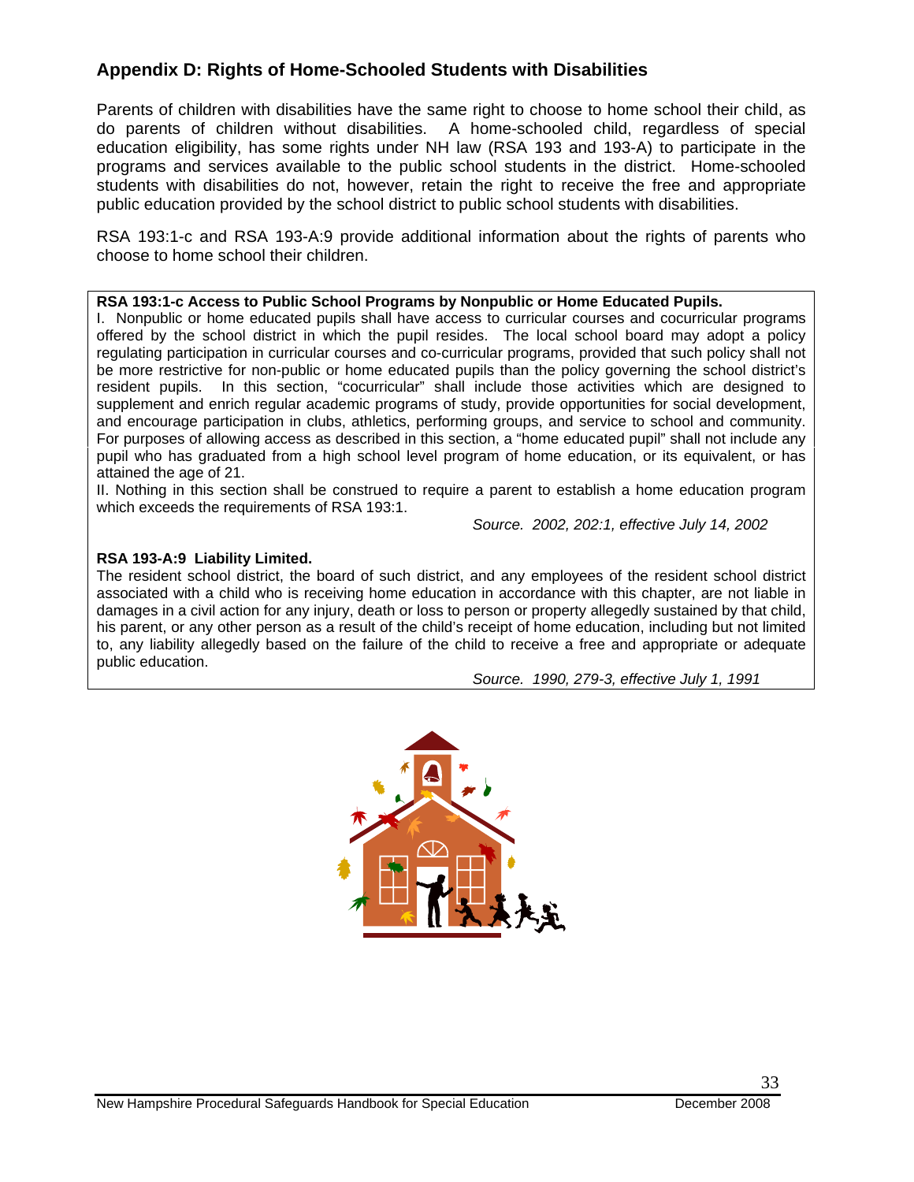## Appendix D: Rights of Home-Schooled Students with Disabilities

Parents of children with disabilities have the same right to choose to home school their child, as do parents of children without disabilities. A home-schooled child, regardless of special education eligibility, has some rights under NH law (RSA 193 and 193-A) to participate in the programs and services available to the public school students in the district. Home-schooled students with disabilities do not, however, retain the right to receive the free and appropriate public education provided by the school district to public school students with disabilities.

RSA 193:1-c and RSA 193-A:9 provide additional information about the rights of parents who choose to home school their children.

**RSA 193:1-c Access to Public School Programs by Nonpublic or Home Educated Pupils.**

I. Nonpublic or home educated pupils shall have access to curricular courses and cocurricular programs offered by the school district in which the pupil resides. The local school board may adopt a policy regulating participation in curricular courses and co-curricular programs, provided that such policy shall not be more restrictive for non-public or home educated pupils than the policy governing the school district's resident pupils. In this section, "cocurricular" shall include those activities which are designed to supplement and enrich regular academic programs of study, provide opportunities for social development, and encourage participation in clubs, athletics, performing groups, and service to school and community. For purposes of allowing access as described in this section, a "home educated pupil" shall not include any pupil who has graduated from a high school level program of home education, or its equivalent, or has attained the age of 21.

II. Nothing in this section shall be construed to require a parent to establish a home education program which exceeds the requirements of RSA 193:1.

*Source. 2002, 202:1, effective July 14, 2002*

**RSA 193-A:9 Liability Limited.**

The resident school district, the board of such district, and any employees of the resident school district associated with a child who is receiving home education in accordance with this chapter, are not liable in damages in a civil action for any injury, death or loss to person or property allegedly sustained by that child, his parent, or any other person as a result of the child's receipt of home education, including but not limited to, any liability allegedly based on the failure of the child to receive a free and appropriate or adequate public education.

*Source. 1990, 279-3, effective July 1, 1991*